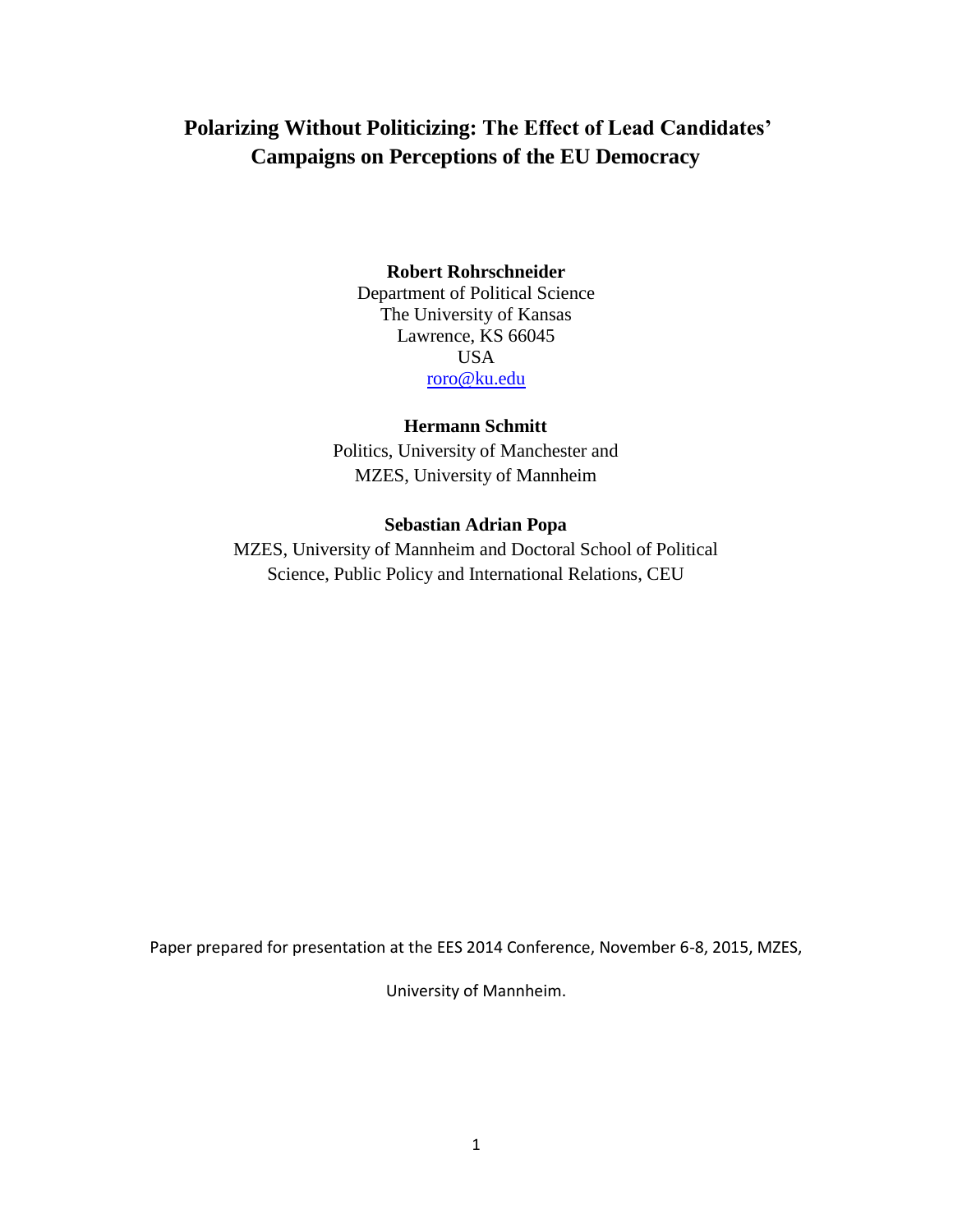# Polarizing Without Politicizing: The Effect of Lead Candidates' Campaigns on Perceptions of the EU Democracy

**Robert Rohrschneider**
Department of Political Science
The University of Kansas
Lawrence, KS 66045
USA
roro@ku.edu

**Hermann Schmitt**
Politics, University of Manchester and
MZES, University of Mannheim

**Sebastian Adrian Popa**
MZES, University of Mannheim and Doctoral School of Political Science, Public Policy and International Relations, CEU

Paper prepared for presentation at the EES 2014 Conference, November 6-8, 2015, MZES,

University of Mannheim.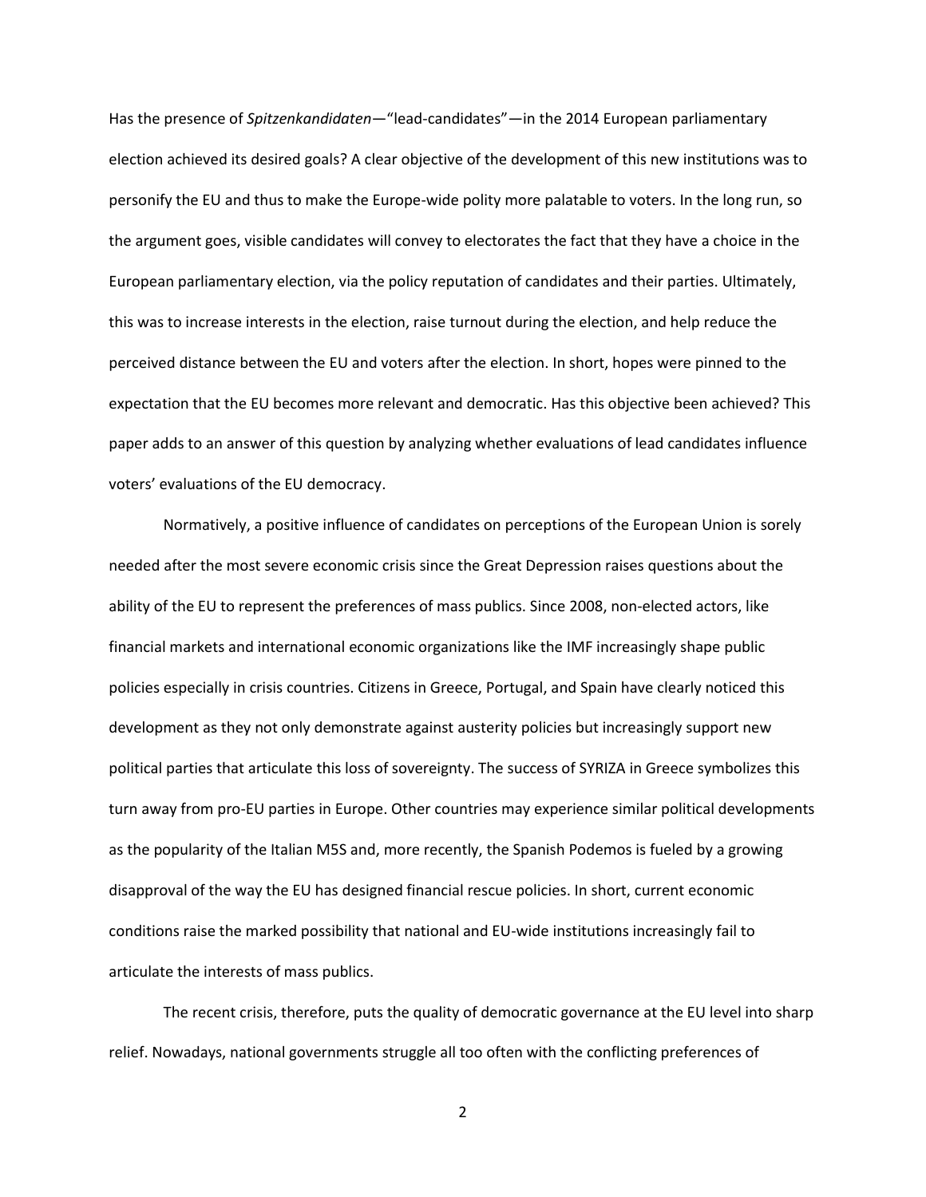Has the presence of *Spitzenkandidaten*—"lead-candidates"—in the 2014 European parliamentary election achieved its desired goals? A clear objective of the development of this new institutions was to personify the EU and thus to make the Europe-wide polity more palatable to voters. In the long run, so the argument goes, visible candidates will convey to electorates the fact that they have a choice in the European parliamentary election, via the policy reputation of candidates and their parties. Ultimately, this was to increase interests in the election, raise turnout during the election, and help reduce the perceived distance between the EU and voters after the election. In short, hopes were pinned to the expectation that the EU becomes more relevant and democratic. Has this objective been achieved? This paper adds to an answer of this question by analyzing whether evaluations of lead candidates influence voters' evaluations of the EU democracy.

Normatively, a positive influence of candidates on perceptions of the European Union is sorely needed after the most severe economic crisis since the Great Depression raises questions about the ability of the EU to represent the preferences of mass publics. Since 2008, non-elected actors, like financial markets and international economic organizations like the IMF increasingly shape public policies especially in crisis countries. Citizens in Greece, Portugal, and Spain have clearly noticed this development as they not only demonstrate against austerity policies but increasingly support new political parties that articulate this loss of sovereignty. The success of SYRIZA in Greece symbolizes this turn away from pro-EU parties in Europe. Other countries may experience similar political developments as the popularity of the Italian M5S and, more recently, the Spanish Podemos is fueled by a growing disapproval of the way the EU has designed financial rescue policies. In short, current economic conditions raise the marked possibility that national and EU-wide institutions increasingly fail to articulate the interests of mass publics.

The recent crisis, therefore, puts the quality of democratic governance at the EU level into sharp relief. Nowadays, national governments struggle all too often with the conflicting preferences of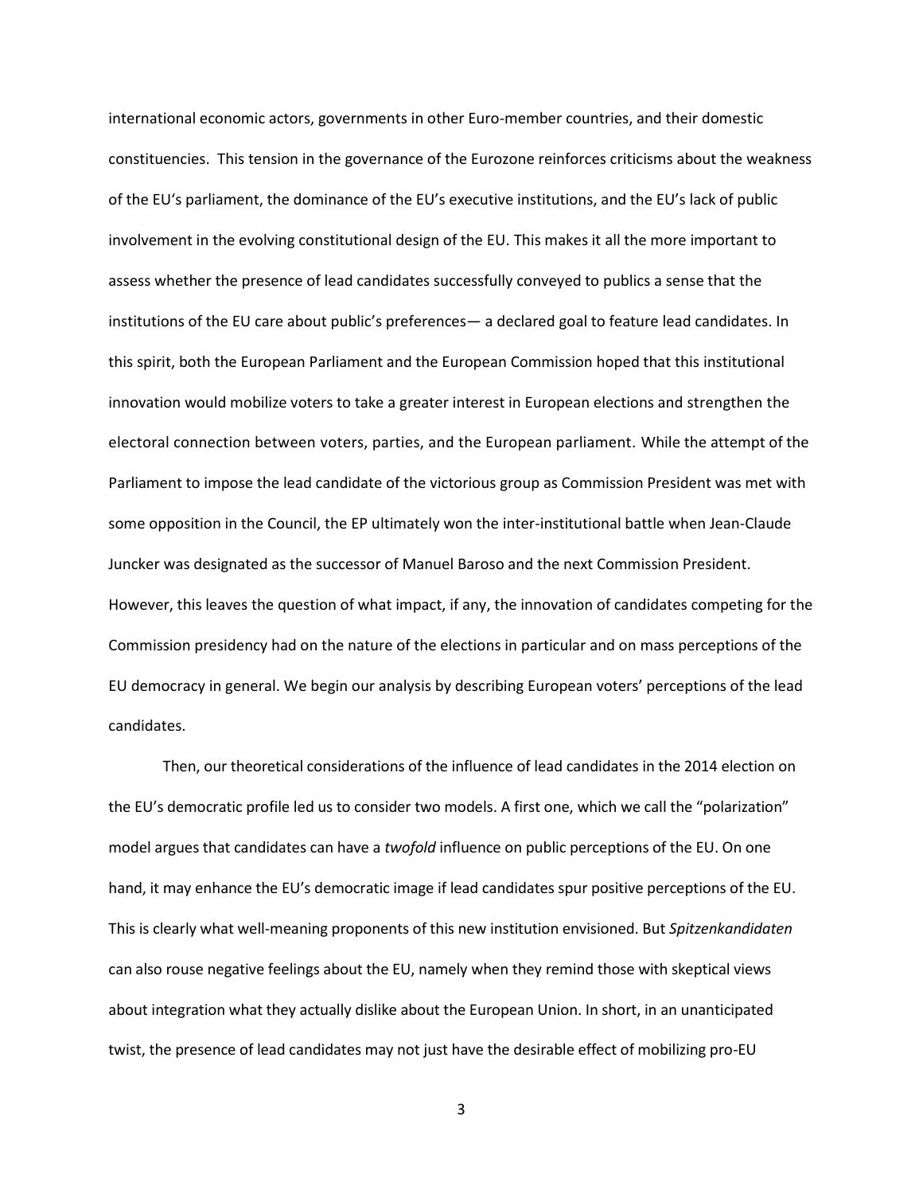international economic actors, governments in other Euro-member countries, and their domestic constituencies. This tension in the governance of the Eurozone reinforces criticisms about the weakness of the EU's parliament, the dominance of the EU's executive institutions, and the EU's lack of public involvement in the evolving constitutional design of the EU. This makes it all the more important to assess whether the presence of lead candidates successfully conveyed to publics a sense that the institutions of the EU care about public's preferences— a declared goal to feature lead candidates. In this spirit, both the European Parliament and the European Commission hoped that this institutional innovation would mobilize voters to take a greater interest in European elections and strengthen the electoral connection between voters, parties, and the European parliament. While the attempt of the Parliament to impose the lead candidate of the victorious group as Commission President was met with some opposition in the Council, the EP ultimately won the inter-institutional battle when Jean-Claude Juncker was designated as the successor of Manuel Baroso and the next Commission President. However, this leaves the question of what impact, if any, the innovation of candidates competing for the Commission presidency had on the nature of the elections in particular and on mass perceptions of the EU democracy in general. We begin our analysis by describing European voters' perceptions of the lead candidates.

Then, our theoretical considerations of the influence of lead candidates in the 2014 election on the EU's democratic profile led us to consider two models. A first one, which we call the "polarization" model argues that candidates can have a *twofold* influence on public perceptions of the EU. On one hand, it may enhance the EU's democratic image if lead candidates spur positive perceptions of the EU. This is clearly what well-meaning proponents of this new institution envisioned. But *Spitzenkandidaten* can also rouse negative feelings about the EU, namely when they remind those with skeptical views about integration what they actually dislike about the European Union. In short, in an unanticipated twist, the presence of lead candidates may not just have the desirable effect of mobilizing pro-EU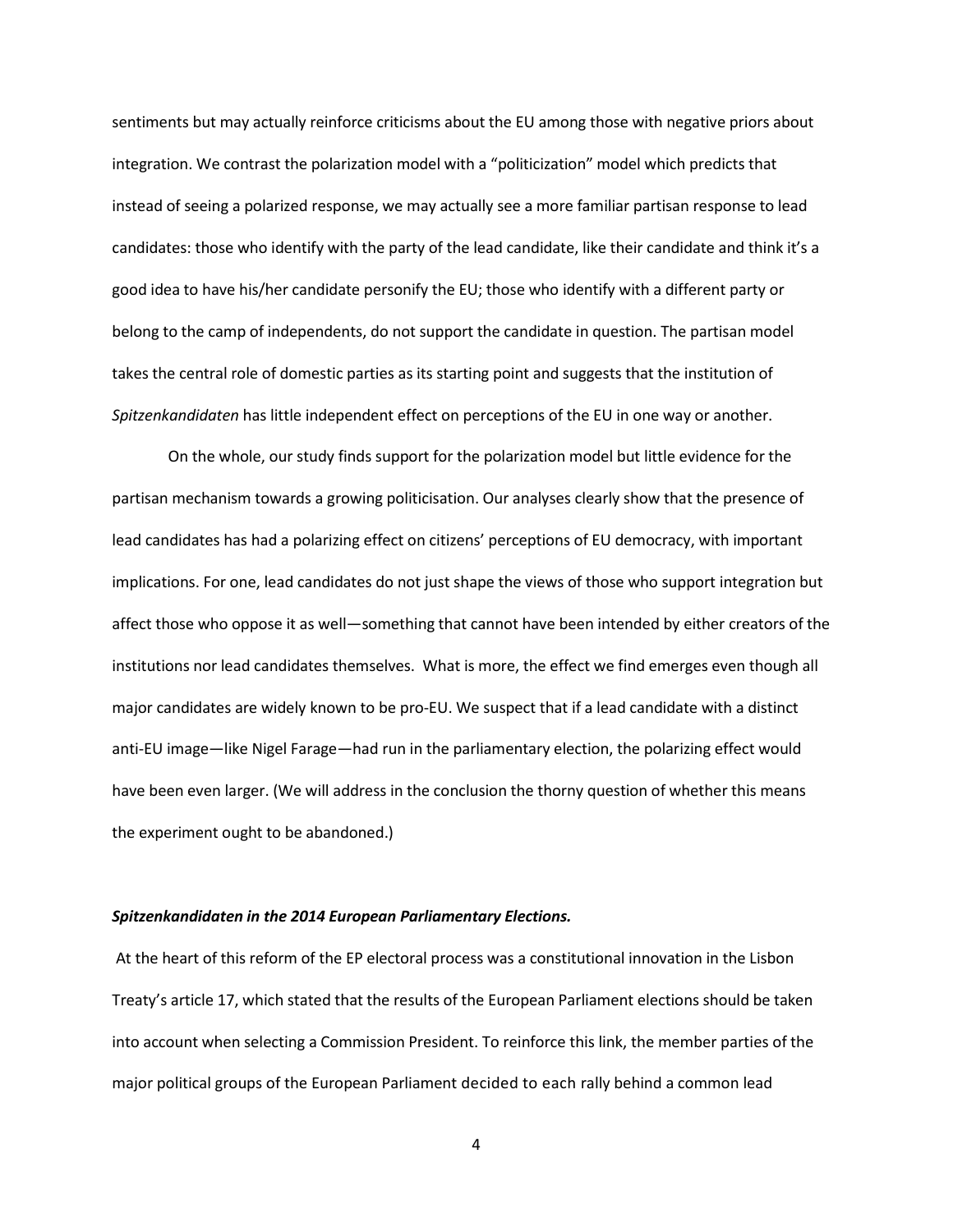sentiments but may actually reinforce criticisms about the EU among those with negative priors about integration. We contrast the polarization model with a "politicization" model which predicts that instead of seeing a polarized response, we may actually see a more familiar partisan response to lead candidates: those who identify with the party of the lead candidate, like their candidate and think it's a good idea to have his/her candidate personify the EU; those who identify with a different party or belong to the camp of independents, do not support the candidate in question. The partisan model takes the central role of domestic parties as its starting point and suggests that the institution of *Spitzenkandidaten* has little independent effect on perceptions of the EU in one way or another.

On the whole, our study finds support for the polarization model but little evidence for the partisan mechanism towards a growing politicisation. Our analyses clearly show that the presence of lead candidates has had a polarizing effect on citizens' perceptions of EU democracy, with important implications. For one, lead candidates do not just shape the views of those who support integration but affect those who oppose it as well—something that cannot have been intended by either creators of the institutions nor lead candidates themselves. What is more, the effect we find emerges even though all major candidates are widely known to be pro-EU. We suspect that if a lead candidate with a distinct anti-EU image—like Nigel Farage—had run in the parliamentary election, the polarizing effect would have been even larger. (We will address in the conclusion the thorny question of whether this means the experiment ought to be abandoned.)

### ***Spitzenkandidaten in the 2014 European Parliamentary Elections.***

At the heart of this reform of the EP electoral process was a constitutional innovation in the Lisbon Treaty's article 17, which stated that the results of the European Parliament elections should be taken into account when selecting a Commission President. To reinforce this link, the member parties of the major political groups of the European Parliament decided to each rally behind a common lead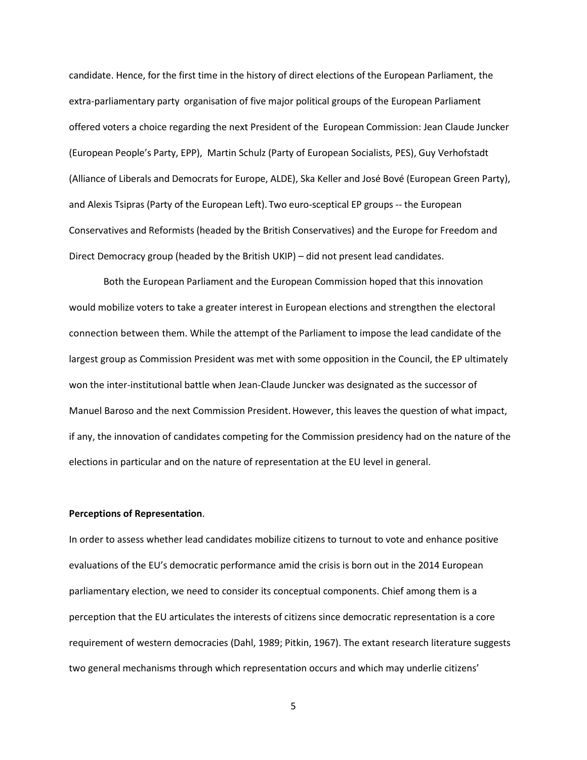candidate. Hence, for the first time in the history of direct elections of the European Parliament, the extra-parliamentary party organisation of five major political groups of the European Parliament offered voters a choice regarding the next President of the European Commission: Jean Claude Juncker (European People's Party, EPP), Martin Schulz (Party of European Socialists, PES), Guy Verhofstadt (Alliance of Liberals and Democrats for Europe, ALDE), Ska Keller and José Bové (European Green Party), and Alexis Tsipras (Party of the European Left). Two euro-sceptical EP groups -- the European Conservatives and Reformists (headed by the British Conservatives) and the Europe for Freedom and Direct Democracy group (headed by the British UKIP) – did not present lead candidates.

Both the European Parliament and the European Commission hoped that this innovation would mobilize voters to take a greater interest in European elections and strengthen the electoral connection between them. While the attempt of the Parliament to impose the lead candidate of the largest group as Commission President was met with some opposition in the Council, the EP ultimately won the inter-institutional battle when Jean-Claude Juncker was designated as the successor of Manuel Baroso and the next Commission President. However, this leaves the question of what impact, if any, the innovation of candidates competing for the Commission presidency had on the nature of the elections in particular and on the nature of representation at the EU level in general.

**Perceptions of Representation**.

In order to assess whether lead candidates mobilize citizens to turnout to vote and enhance positive evaluations of the EU's democratic performance amid the crisis is born out in the 2014 European parliamentary election, we need to consider its conceptual components. Chief among them is a perception that the EU articulates the interests of citizens since democratic representation is a core requirement of western democracies (Dahl, 1989; Pitkin, 1967). The extant research literature suggests two general mechanisms through which representation occurs and which may underlie citizens'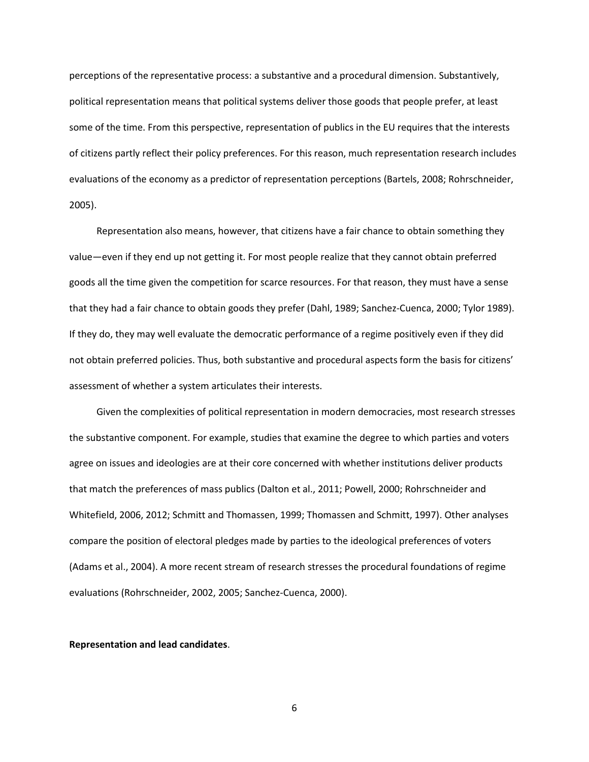perceptions of the representative process: a substantive and a procedural dimension. Substantively, political representation means that political systems deliver those goods that people prefer, at least some of the time. From this perspective, representation of publics in the EU requires that the interests of citizens partly reflect their policy preferences. For this reason, much representation research includes evaluations of the economy as a predictor of representation perceptions (Bartels, 2008; Rohrschneider, 2005).

Representation also means, however, that citizens have a fair chance to obtain something they value—even if they end up not getting it. For most people realize that they cannot obtain preferred goods all the time given the competition for scarce resources. For that reason, they must have a sense that they had a fair chance to obtain goods they prefer (Dahl, 1989; Sanchez-Cuenca, 2000; Tylor 1989). If they do, they may well evaluate the democratic performance of a regime positively even if they did not obtain preferred policies. Thus, both substantive and procedural aspects form the basis for citizens' assessment of whether a system articulates their interests.

Given the complexities of political representation in modern democracies, most research stresses the substantive component. For example, studies that examine the degree to which parties and voters agree on issues and ideologies are at their core concerned with whether institutions deliver products that match the preferences of mass publics (Dalton et al., 2011; Powell, 2000; Rohrschneider and Whitefield, 2006, 2012; Schmitt and Thomassen, 1999; Thomassen and Schmitt, 1997). Other analyses compare the position of electoral pledges made by parties to the ideological preferences of voters (Adams et al., 2004). A more recent stream of research stresses the procedural foundations of regime evaluations (Rohrschneider, 2002, 2005; Sanchez-Cuenca, 2000).

**Representation and lead candidates**.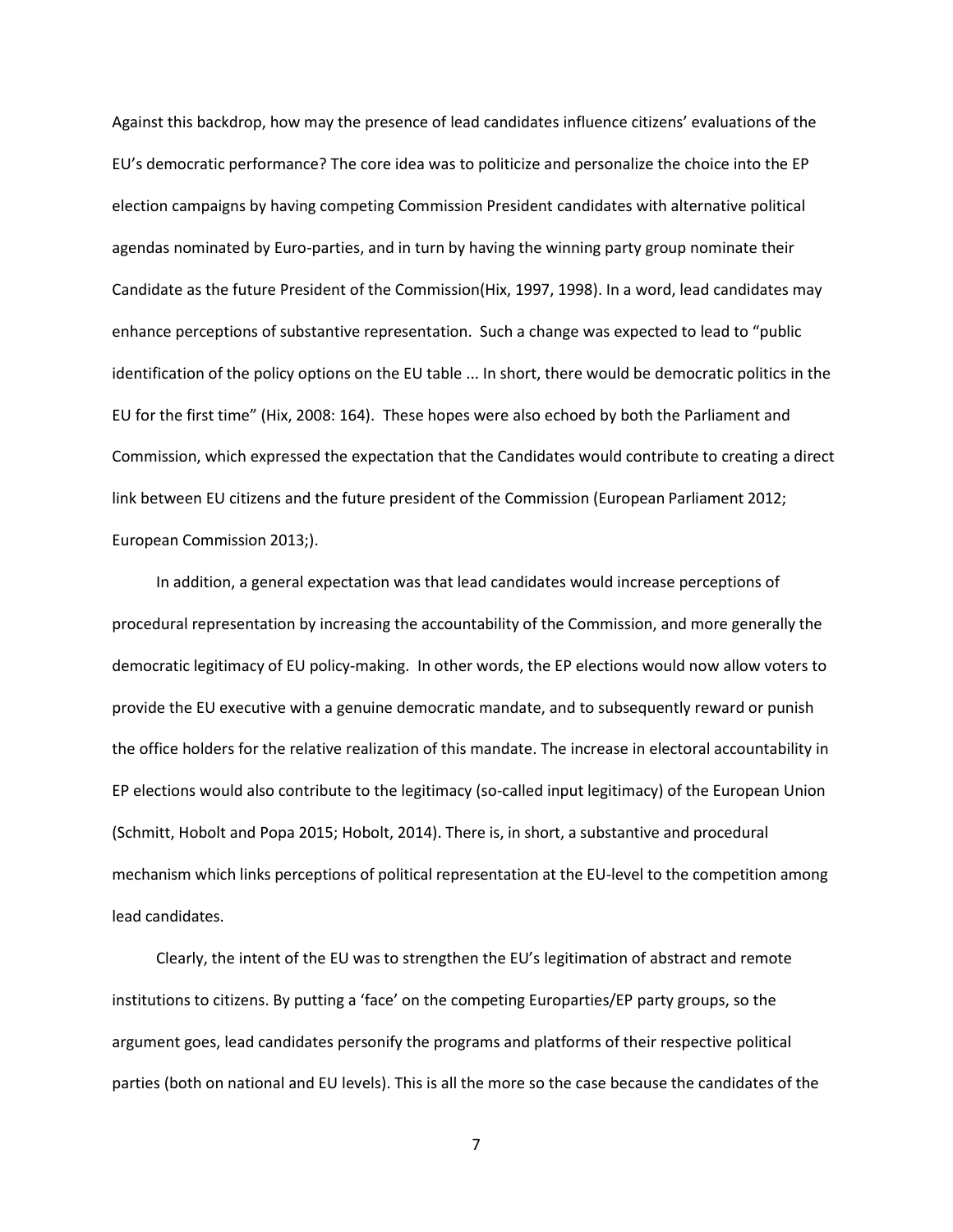Against this backdrop, how may the presence of lead candidates influence citizens' evaluations of the EU's democratic performance? The core idea was to politicize and personalize the choice into the EP election campaigns by having competing Commission President candidates with alternative political agendas nominated by Euro-parties, and in turn by having the winning party group nominate their Candidate as the future President of the Commission(Hix, 1997, 1998). In a word, lead candidates may enhance perceptions of substantive representation. Such a change was expected to lead to "public identification of the policy options on the EU table ... In short, there would be democratic politics in the EU for the first time" (Hix, 2008: 164). These hopes were also echoed by both the Parliament and Commission, which expressed the expectation that the Candidates would contribute to creating a direct link between EU citizens and the future president of the Commission (European Parliament 2012; European Commission 2013;).

In addition, a general expectation was that lead candidates would increase perceptions of procedural representation by increasing the accountability of the Commission, and more generally the democratic legitimacy of EU policy-making. In other words, the EP elections would now allow voters to provide the EU executive with a genuine democratic mandate, and to subsequently reward or punish the office holders for the relative realization of this mandate. The increase in electoral accountability in EP elections would also contribute to the legitimacy (so-called input legitimacy) of the European Union (Schmitt, Hobolt and Popa 2015; Hobolt, 2014). There is, in short, a substantive and procedural mechanism which links perceptions of political representation at the EU-level to the competition among lead candidates.

Clearly, the intent of the EU was to strengthen the EU's legitimation of abstract and remote institutions to citizens. By putting a 'face' on the competing Europarties/EP party groups, so the argument goes, lead candidates personify the programs and platforms of their respective political parties (both on national and EU levels). This is all the more so the case because the candidates of the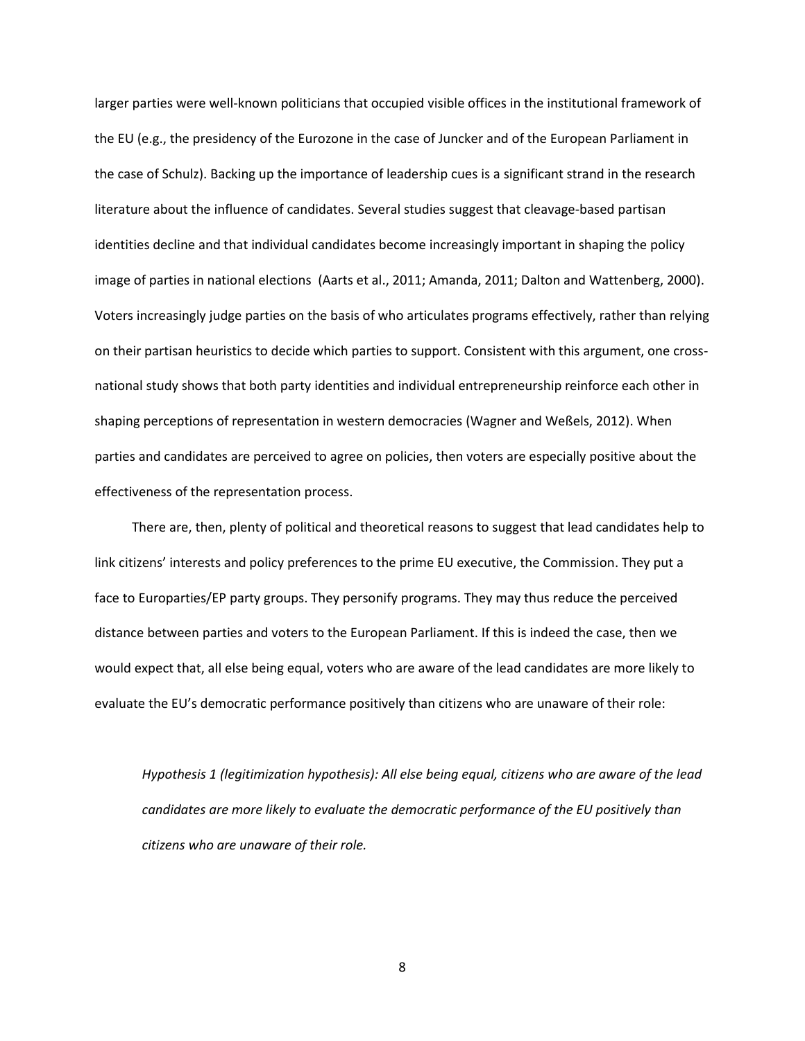larger parties were well-known politicians that occupied visible offices in the institutional framework of the EU (e.g., the presidency of the Eurozone in the case of Juncker and of the European Parliament in the case of Schulz). Backing up the importance of leadership cues is a significant strand in the research literature about the influence of candidates. Several studies suggest that cleavage-based partisan identities decline and that individual candidates become increasingly important in shaping the policy image of parties in national elections (Aarts et al., 2011; Amanda, 2011; Dalton and Wattenberg, 2000). Voters increasingly judge parties on the basis of who articulates programs effectively, rather than relying on their partisan heuristics to decide which parties to support. Consistent with this argument, one cross-national study shows that both party identities and individual entrepreneurship reinforce each other in shaping perceptions of representation in western democracies (Wagner and Weßels, 2012). When parties and candidates are perceived to agree on policies, then voters are especially positive about the effectiveness of the representation process.

There are, then, plenty of political and theoretical reasons to suggest that lead candidates help to link citizens' interests and policy preferences to the prime EU executive, the Commission. They put a face to Europarties/EP party groups. They personify programs. They may thus reduce the perceived distance between parties and voters to the European Parliament. If this is indeed the case, then we would expect that, all else being equal, voters who are aware of the lead candidates are more likely to evaluate the EU's democratic performance positively than citizens who are unaware of their role:

*Hypothesis 1 (legitimization hypothesis): All else being equal, citizens who are aware of the lead candidates are more likely to evaluate the democratic performance of the EU positively than citizens who are unaware of their role.*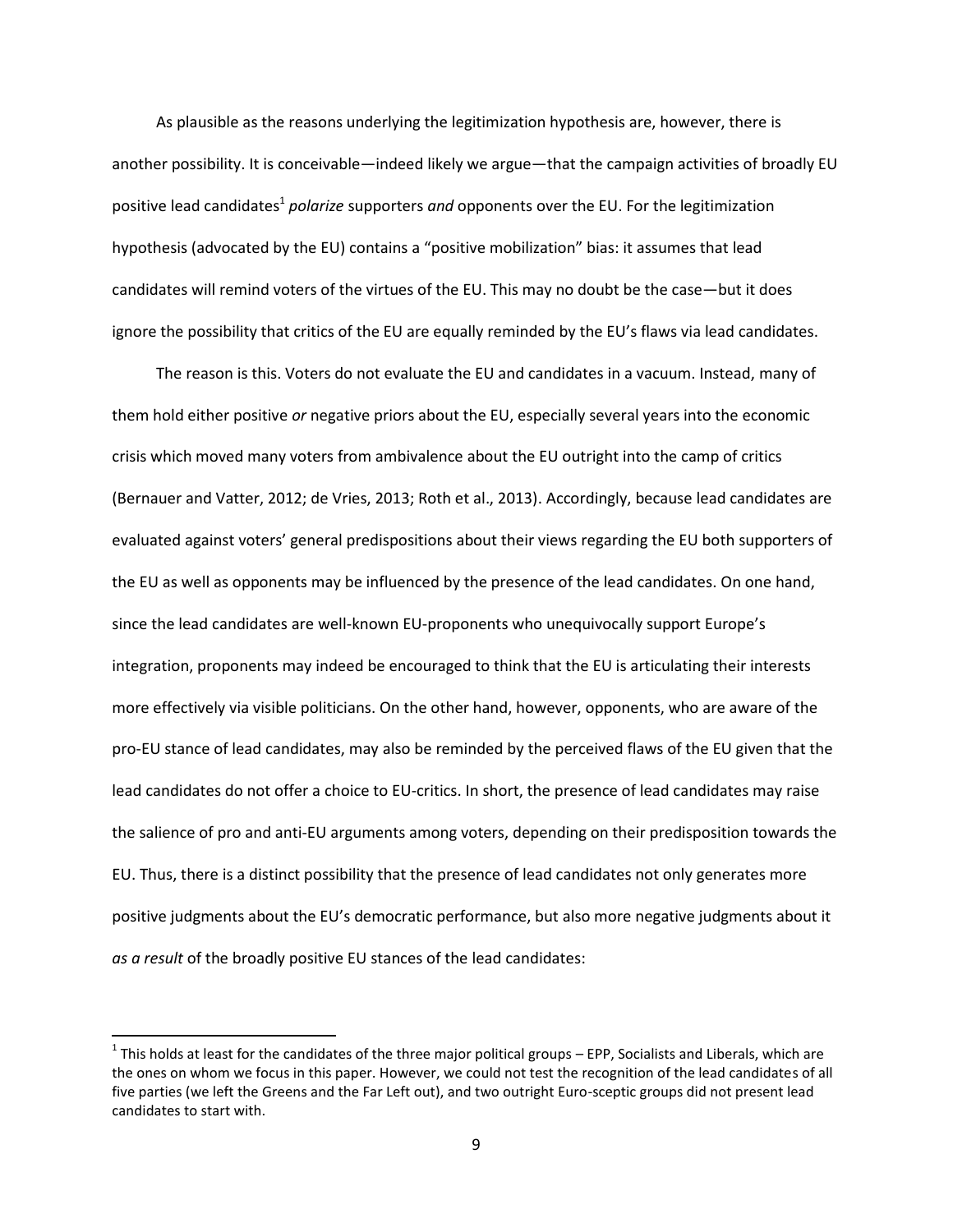As plausible as the reasons underlying the legitimization hypothesis are, however, there is another possibility. It is conceivable—indeed likely we argue—that the campaign activities of broadly EU positive lead candidates[1] *polarize* supporters *and* opponents over the EU. For the legitimization hypothesis (advocated by the EU) contains a "positive mobilization" bias: it assumes that lead candidates will remind voters of the virtues of the EU. This may no doubt be the case—but it does ignore the possibility that critics of the EU are equally reminded by the EU's flaws via lead candidates.

The reason is this. Voters do not evaluate the EU and candidates in a vacuum. Instead, many of them hold either positive *or* negative priors about the EU, especially several years into the economic crisis which moved many voters from ambivalence about the EU outright into the camp of critics (Bernauer and Vatter, 2012; de Vries, 2013; Roth et al., 2013). Accordingly, because lead candidates are evaluated against voters' general predispositions about their views regarding the EU both supporters of the EU as well as opponents may be influenced by the presence of the lead candidates. On one hand, since the lead candidates are well-known EU-proponents who unequivocally support Europe's integration, proponents may indeed be encouraged to think that the EU is articulating their interests more effectively via visible politicians. On the other hand, however, opponents, who are aware of the pro-EU stance of lead candidates, may also be reminded by the perceived flaws of the EU given that the lead candidates do not offer a choice to EU-critics. In short, the presence of lead candidates may raise the salience of pro and anti-EU arguments among voters, depending on their predisposition towards the EU. Thus, there is a distinct possibility that the presence of lead candidates not only generates more positive judgments about the EU's democratic performance, but also more negative judgments about it *as a result* of the broadly positive EU stances of the lead candidates:

[1] This holds at least for the candidates of the three major political groups – EPP, Socialists and Liberals, which are the ones on whom we focus in this paper. However, we could not test the recognition of the lead candidates of all five parties (we left the Greens and the Far Left out), and two outright Euro-sceptic groups did not present lead candidates to start with.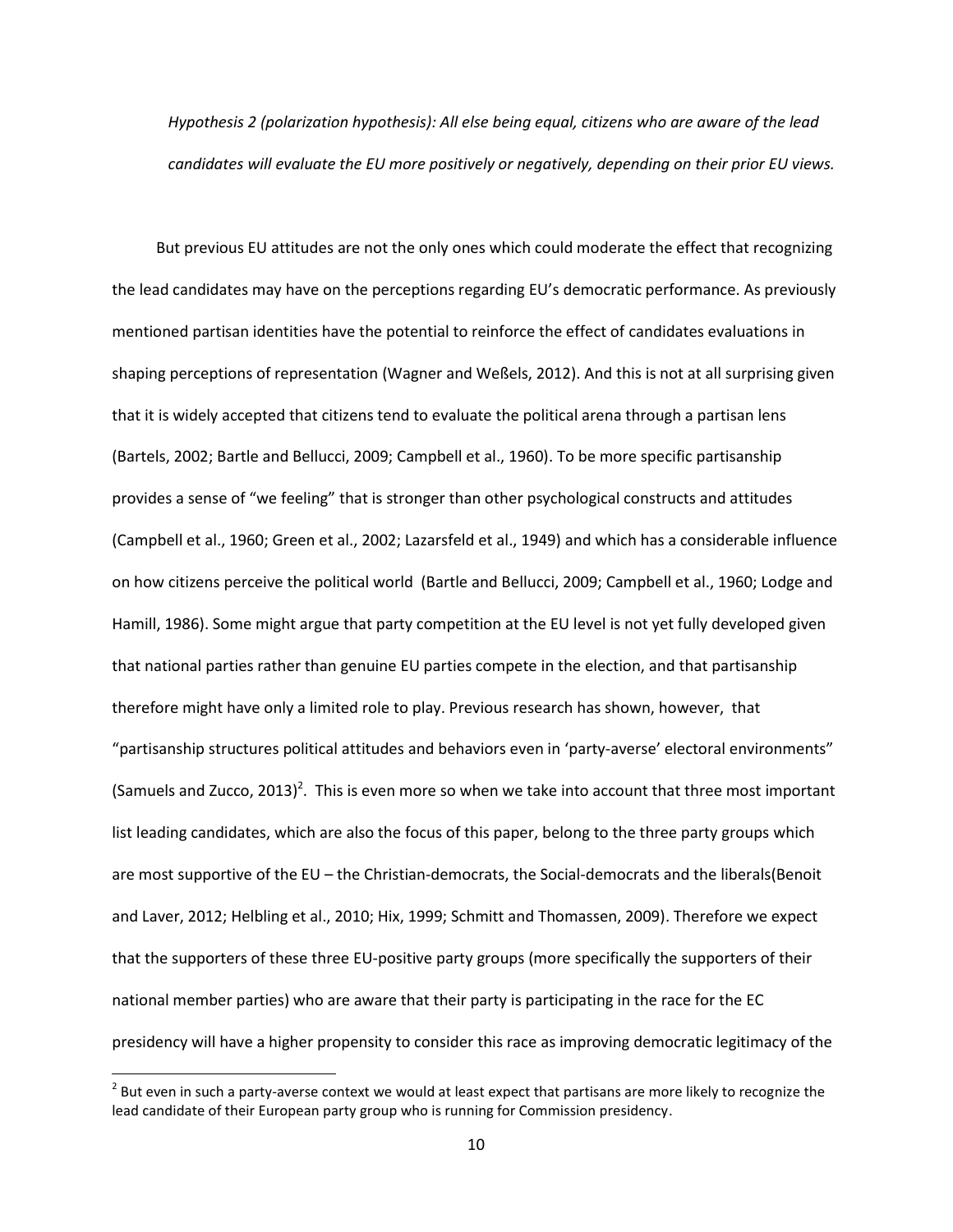*Hypothesis 2 (polarization hypothesis): All else being equal, citizens who are aware of the lead candidates will evaluate the EU more positively or negatively, depending on their prior EU views.*

But previous EU attitudes are not the only ones which could moderate the effect that recognizing the lead candidates may have on the perceptions regarding EU's democratic performance. As previously mentioned partisan identities have the potential to reinforce the effect of candidates evaluations in shaping perceptions of representation (Wagner and Weßels, 2012). And this is not at all surprising given that it is widely accepted that citizens tend to evaluate the political arena through a partisan lens (Bartels, 2002; Bartle and Bellucci, 2009; Campbell et al., 1960). To be more specific partisanship provides a sense of "we feeling" that is stronger than other psychological constructs and attitudes (Campbell et al., 1960; Green et al., 2002; Lazarsfeld et al., 1949) and which has a considerable influence on how citizens perceive the political world (Bartle and Bellucci, 2009; Campbell et al., 1960; Lodge and Hamill, 1986). Some might argue that party competition at the EU level is not yet fully developed given that national parties rather than genuine EU parties compete in the election, and that partisanship therefore might have only a limited role to play. Previous research has shown, however, that "partisanship structures political attitudes and behaviors even in 'party-averse' electoral environments" (Samuels and Zucco, 2013)[2]. This is even more so when we take into account that three most important list leading candidates, which are also the focus of this paper, belong to the three party groups which are most supportive of the EU – the Christian-democrats, the Social-democrats and the liberals(Benoit and Laver, 2012; Helbling et al., 2010; Hix, 1999; Schmitt and Thomassen, 2009). Therefore we expect that the supporters of these three EU-positive party groups (more specifically the supporters of their national member parties) who are aware that their party is participating in the race for the EC presidency will have a higher propensity to consider this race as improving democratic legitimacy of the

[2] But even in such a party-averse context we would at least expect that partisans are more likely to recognize the lead candidate of their European party group who is running for Commission presidency.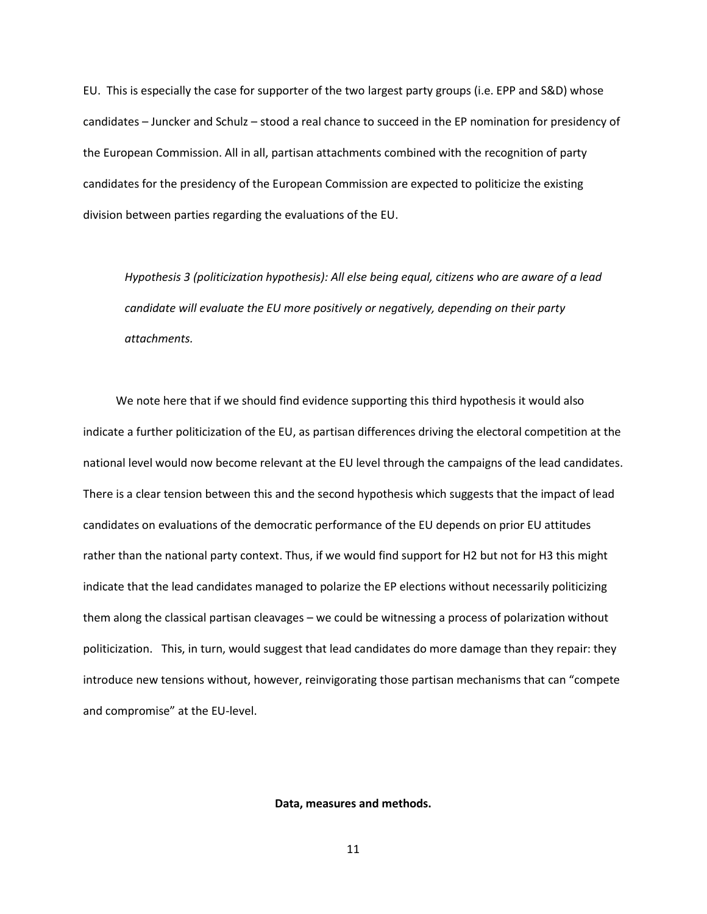EU. This is especially the case for supporter of the two largest party groups (i.e. EPP and S&D) whose candidates – Juncker and Schulz – stood a real chance to succeed in the EP nomination for presidency of the European Commission. All in all, partisan attachments combined with the recognition of party candidates for the presidency of the European Commission are expected to politicize the existing division between parties regarding the evaluations of the EU.

> *Hypothesis 3 (politicization hypothesis): All else being equal, citizens who are aware of a lead candidate will evaluate the EU more positively or negatively, depending on their party attachments.*

We note here that if we should find evidence supporting this third hypothesis it would also indicate a further politicization of the EU, as partisan differences driving the electoral competition at the national level would now become relevant at the EU level through the campaigns of the lead candidates. There is a clear tension between this and the second hypothesis which suggests that the impact of lead candidates on evaluations of the democratic performance of the EU depends on prior EU attitudes rather than the national party context. Thus, if we would find support for H2 but not for H3 this might indicate that the lead candidates managed to polarize the EP elections without necessarily politicizing them along the classical partisan cleavages – we could be witnessing a process of polarization without politicization. This, in turn, would suggest that lead candidates do more damage than they repair: they introduce new tensions without, however, reinvigorating those partisan mechanisms that can "compete and compromise" at the EU-level.

## Data, measures and methods.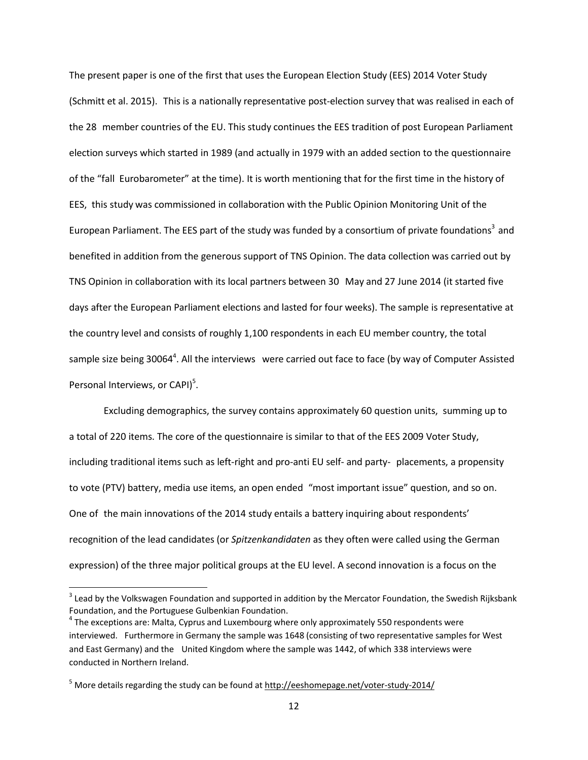The present paper is one of the first that uses the European Election Study (EES) 2014 Voter Study (Schmitt et al. 2015). This is a nationally representative post-election survey that was realised in each of the 28 member countries of the EU. This study continues the EES tradition of post European Parliament election surveys which started in 1989 (and actually in 1979 with an added section to the questionnaire of the "fall Eurobarometer" at the time). It is worth mentioning that for the first time in the history of EES, this study was commissioned in collaboration with the Public Opinion Monitoring Unit of the European Parliament. The EES part of the study was funded by a consortium of private foundations[3] and benefited in addition from the generous support of TNS Opinion. The data collection was carried out by TNS Opinion in collaboration with its local partners between 30 May and 27 June 2014 (it started five days after the European Parliament elections and lasted for four weeks). The sample is representative at the country level and consists of roughly 1,100 respondents in each EU member country, the total sample size being 30064[4]. All the interviews were carried out face to face (by way of Computer Assisted Personal Interviews, or CAPI)[5].

Excluding demographics, the survey contains approximately 60 question units, summing up to a total of 220 items. The core of the questionnaire is similar to that of the EES 2009 Voter Study, including traditional items such as left-right and pro-anti EU self- and party- placements, a propensity to vote (PTV) battery, media use items, an open ended "most important issue" question, and so on. One of the main innovations of the 2014 study entails a battery inquiring about respondents' recognition of the lead candidates (or *Spitzenkandidaten* as they often were called using the German expression) of the three major political groups at the EU level. A second innovation is a focus on the

---

[3] Lead by the Volkswagen Foundation and supported in addition by the Mercator Foundation, the Swedish Rijksbank Foundation, and the Portuguese Gulbenkian Foundation.

[4] The exceptions are: Malta, Cyprus and Luxembourg where only approximately 550 respondents were interviewed. Furthermore in Germany the sample was 1648 (consisting of two representative samples for West and East Germany) and the United Kingdom where the sample was 1442, of which 338 interviews were conducted in Northern Ireland.

[5] More details regarding the study can be found at http://eeshomepage.net/voter-study-2014/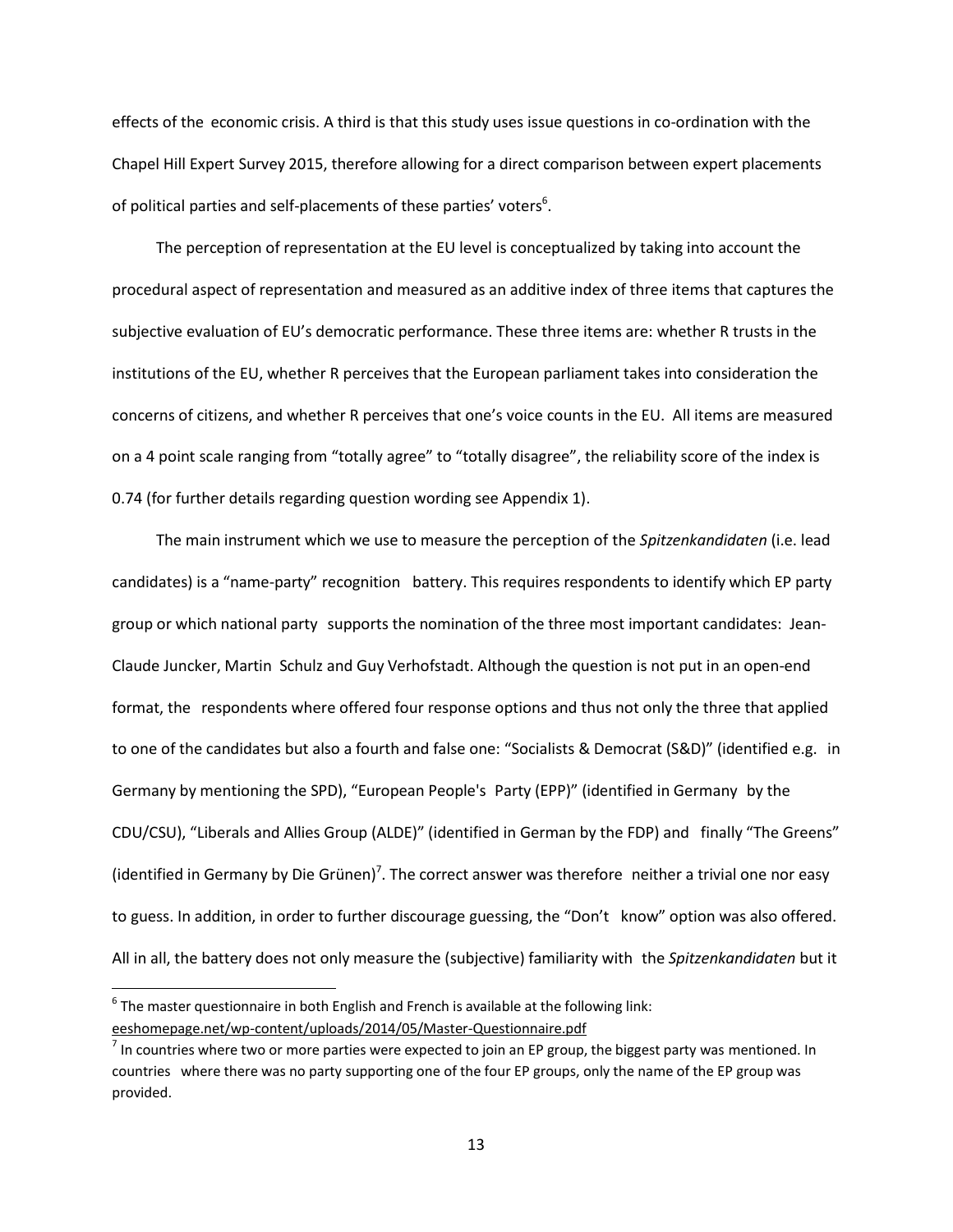effects of the economic crisis. A third is that this study uses issue questions in co-ordination with the Chapel Hill Expert Survey 2015, therefore allowing for a direct comparison between expert placements of political parties and self-placements of these parties' voters[6].

The perception of representation at the EU level is conceptualized by taking into account the procedural aspect of representation and measured as an additive index of three items that captures the subjective evaluation of EU's democratic performance. These three items are: whether R trusts in the institutions of the EU, whether R perceives that the European parliament takes into consideration the concerns of citizens, and whether R perceives that one's voice counts in the EU. All items are measured on a 4 point scale ranging from "totally agree" to "totally disagree", the reliability score of the index is 0.74 (for further details regarding question wording see Appendix 1).

The main instrument which we use to measure the perception of the *Spitzenkandidaten* (i.e. lead candidates) is a "name-party" recognition battery. This requires respondents to identify which EP party group or which national party supports the nomination of the three most important candidates: Jean-Claude Juncker, Martin Schulz and Guy Verhofstadt. Although the question is not put in an open-end format, the respondents where offered four response options and thus not only the three that applied to one of the candidates but also a fourth and false one: "Socialists & Democrat (S&D)" (identified e.g. in Germany by mentioning the SPD), "European People's Party (EPP)" (identified in Germany by the CDU/CSU), "Liberals and Allies Group (ALDE)" (identified in German by the FDP) and finally "The Greens" (identified in Germany by Die Grünen)[7]. The correct answer was therefore neither a trivial one nor easy to guess. In addition, in order to further discourage guessing, the "Don't know" option was also offered. All in all, the battery does not only measure the (subjective) familiarity with the *Spitzenkandidaten* but it

---

[6] The master questionnaire in both English and French is available at the following link: eeshomepage.net/wp-content/uploads/2014/05/Master-Questionnaire.pdf

[7] In countries where two or more parties were expected to join an EP group, the biggest party was mentioned. In countries where there was no party supporting one of the four EP groups, only the name of the EP group was provided.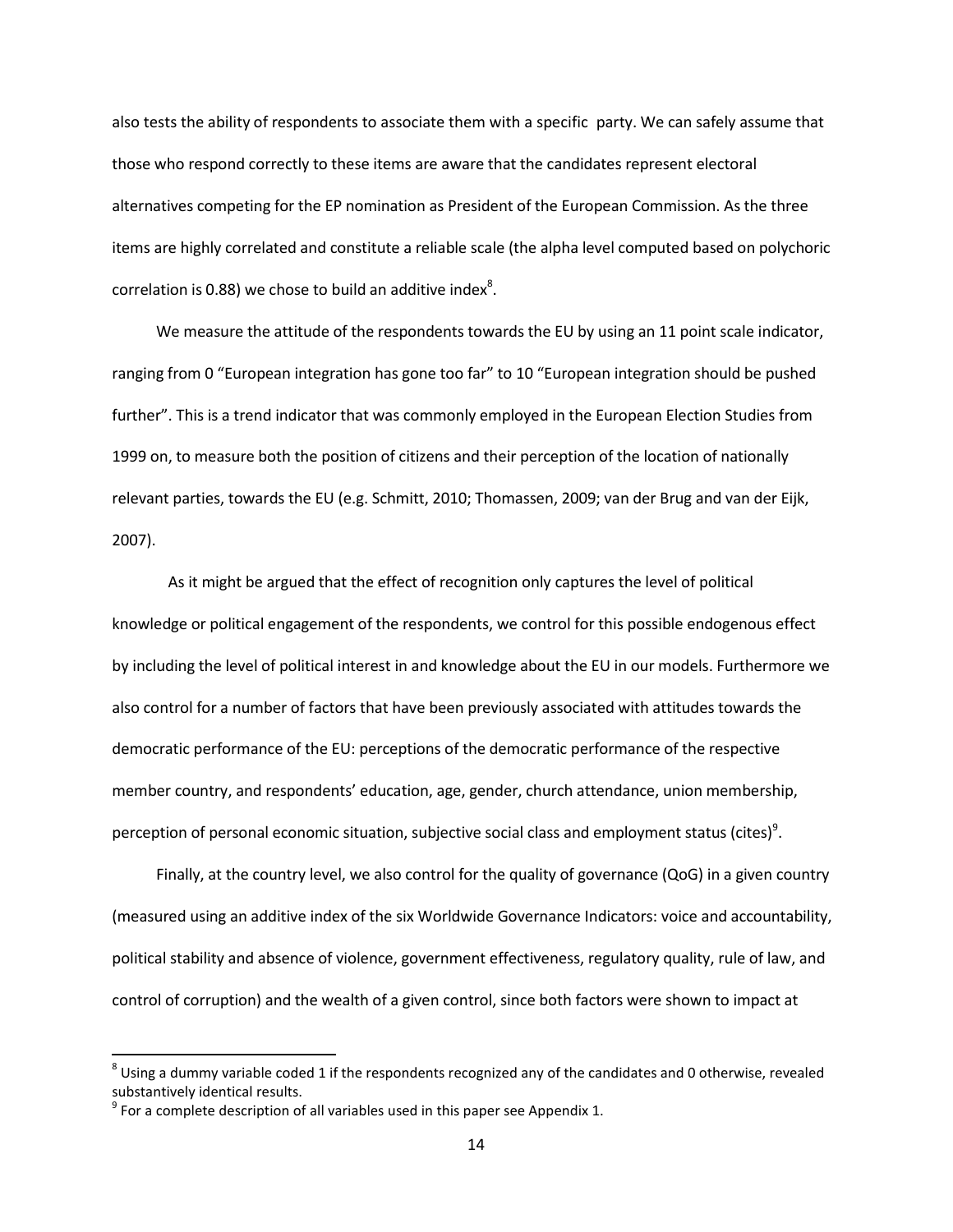also tests the ability of respondents to associate them with a specific party. We can safely assume that those who respond correctly to these items are aware that the candidates represent electoral alternatives competing for the EP nomination as President of the European Commission. As the three items are highly correlated and constitute a reliable scale (the alpha level computed based on polychoric correlation is 0.88) we chose to build an additive index[8].

We measure the attitude of the respondents towards the EU by using an 11 point scale indicator, ranging from 0 "European integration has gone too far" to 10 "European integration should be pushed further". This is a trend indicator that was commonly employed in the European Election Studies from 1999 on, to measure both the position of citizens and their perception of the location of nationally relevant parties, towards the EU (e.g. Schmitt, 2010; Thomassen, 2009; van der Brug and van der Eijk, 2007).

As it might be argued that the effect of recognition only captures the level of political knowledge or political engagement of the respondents, we control for this possible endogenous effect by including the level of political interest in and knowledge about the EU in our models. Furthermore we also control for a number of factors that have been previously associated with attitudes towards the democratic performance of the EU: perceptions of the democratic performance of the respective member country, and respondents' education, age, gender, church attendance, union membership, perception of personal economic situation, subjective social class and employment status (cites)[9].

Finally, at the country level, we also control for the quality of governance (QoG) in a given country (measured using an additive index of the six Worldwide Governance Indicators: voice and accountability, political stability and absence of violence, government effectiveness, regulatory quality, rule of law, and control of corruption) and the wealth of a given control, since both factors were shown to impact at

[8] Using a dummy variable coded 1 if the respondents recognized any of the candidates and 0 otherwise, revealed substantively identical results.

[9] For a complete description of all variables used in this paper see Appendix 1.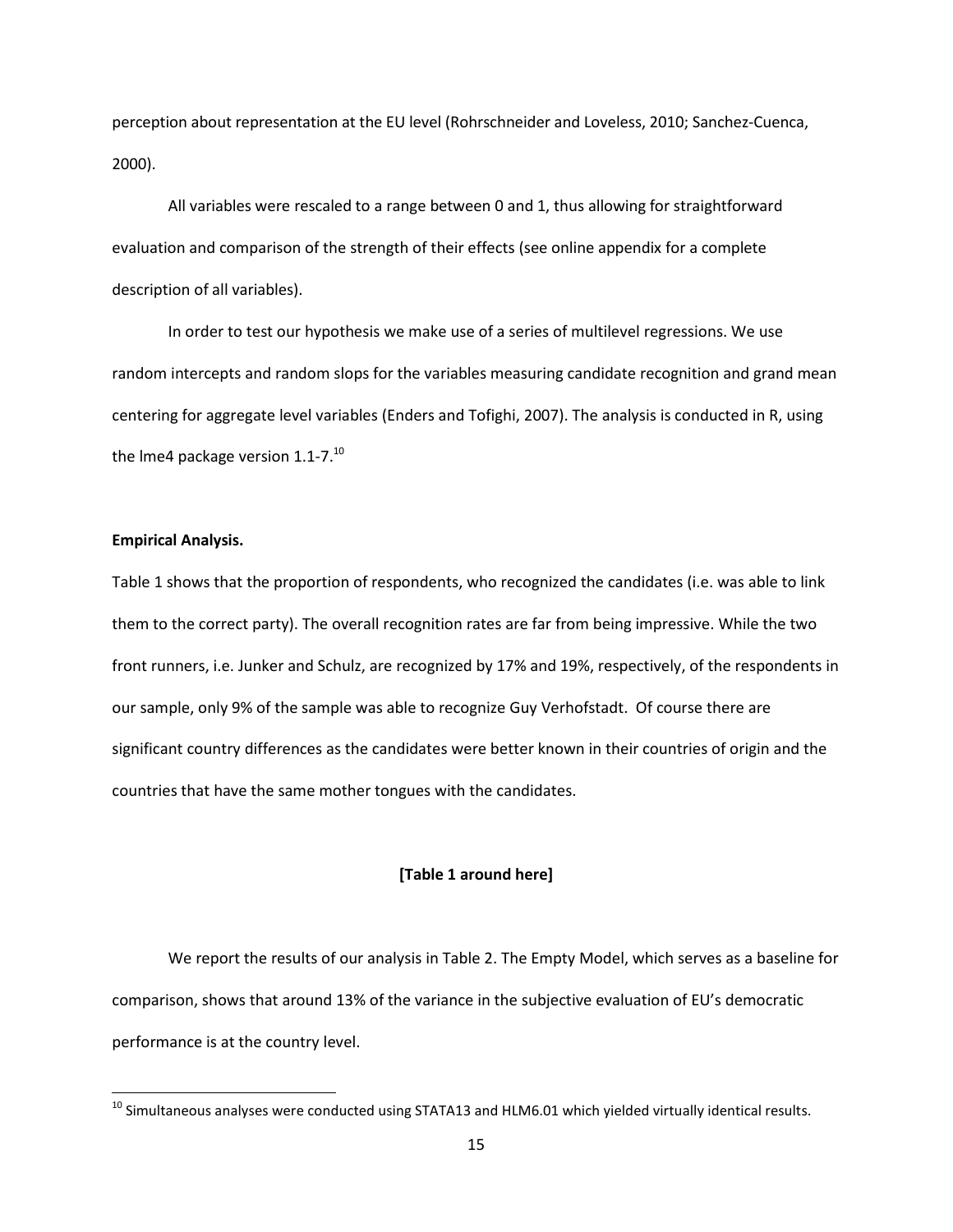perception about representation at the EU level (Rohrschneider and Loveless, 2010; Sanchez-Cuenca, 2000).

All variables were rescaled to a range between 0 and 1, thus allowing for straightforward evaluation and comparison of the strength of their effects (see online appendix for a complete description of all variables).

In order to test our hypothesis we make use of a series of multilevel regressions. We use random intercepts and random slopes for the variables measuring candidate recognition and grand mean centering for aggregate level variables (Enders and Tofighi, 2007). The analysis is conducted in R, using the lme4 package version 1.1-7.[10]

**Empirical Analysis.**

Table 1 shows that the proportion of respondents, who recognized the candidates (i.e. was able to link them to the correct party). The overall recognition rates are far from being impressive. While the two front runners, i.e. Junker and Schulz, are recognized by 17% and 19%, respectively, of the respondents in our sample, only 9% of the sample was able to recognize Guy Verhofstadt. Of course there are significant country differences as the candidates were better known in their countries of origin and the countries that have the same mother tongues with the candidates.

**[Table 1 around here]**

We report the results of our analysis in Table 2. The Empty Model, which serves as a baseline for comparison, shows that around 13% of the variance in the subjective evaluation of EU's democratic performance is at the country level.

[10] Simultaneous analyses were conducted using STATA13 and HLM6.01 which yielded virtually identical results.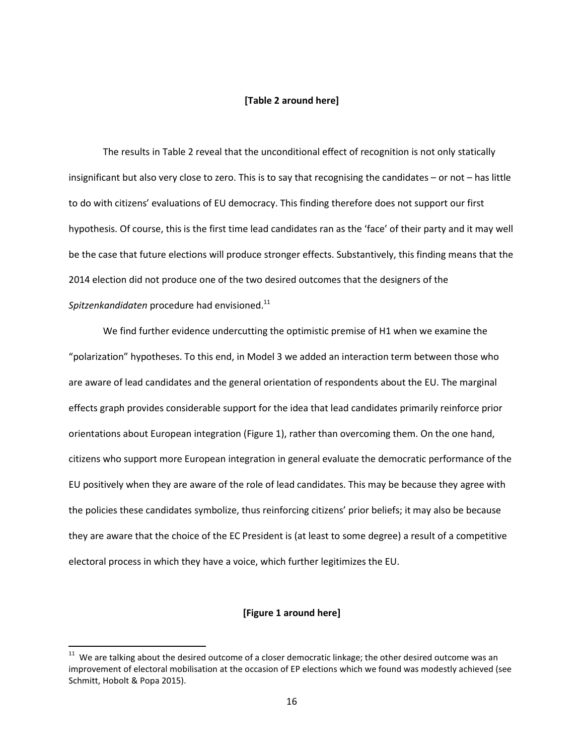**[Table 2 around here]**

The results in Table 2 reveal that the unconditional effect of recognition is not only statically insignificant but also very close to zero. This is to say that recognising the candidates – or not – has little to do with citizens' evaluations of EU democracy. This finding therefore does not support our first hypothesis. Of course, this is the first time lead candidates ran as the 'face' of their party and it may well be the case that future elections will produce stronger effects. Substantively, this finding means that the 2014 election did not produce one of the two desired outcomes that the designers of the *Spitzenkandidaten* procedure had envisioned.[11]

We find further evidence undercutting the optimistic premise of H1 when we examine the "polarization" hypotheses. To this end, in Model 3 we added an interaction term between those who are aware of lead candidates and the general orientation of respondents about the EU. The marginal effects graph provides considerable support for the idea that lead candidates primarily reinforce prior orientations about European integration (Figure 1), rather than overcoming them. On the one hand, citizens who support more European integration in general evaluate the democratic performance of the EU positively when they are aware of the role of lead candidates. This may be because they agree with the policies these candidates symbolize, thus reinforcing citizens' prior beliefs; it may also be because they are aware that the choice of the EC President is (at least to some degree) a result of a competitive electoral process in which they have a voice, which further legitimizes the EU.

**[Figure 1 around here]**

[11] We are talking about the desired outcome of a closer democratic linkage; the other desired outcome was an improvement of electoral mobilisation at the occasion of EP elections which we found was modestly achieved (see Schmitt, Hobolt & Popa 2015).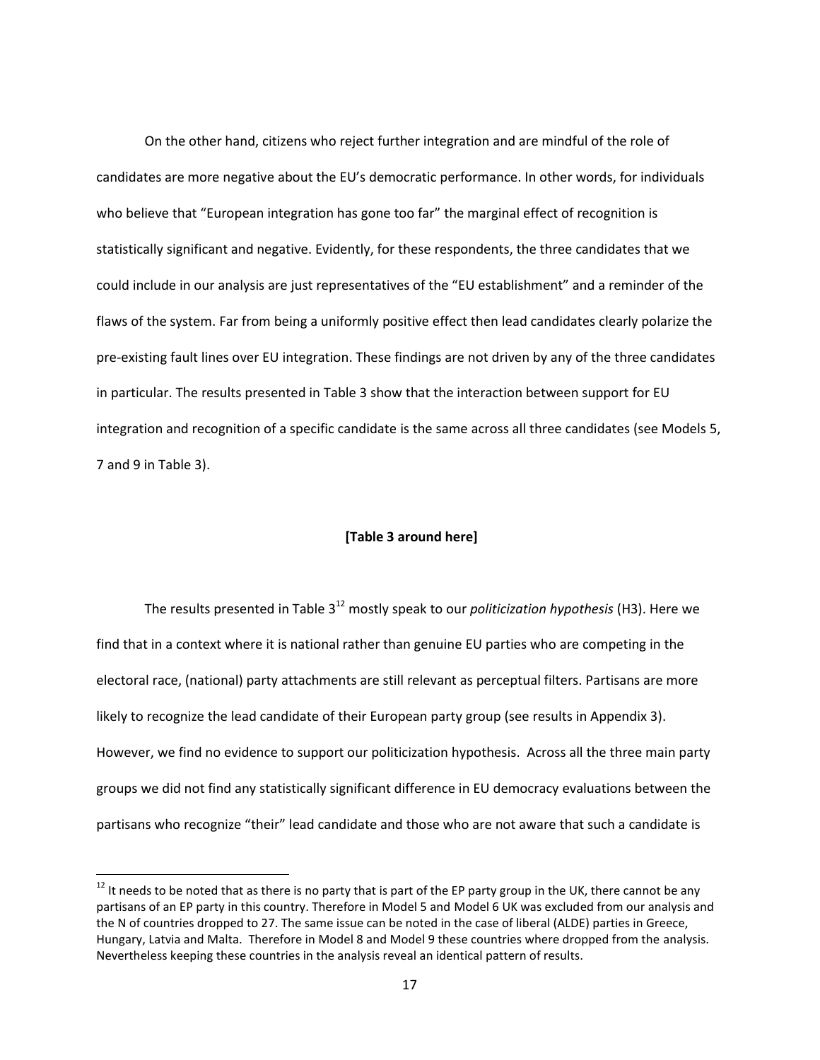On the other hand, citizens who reject further integration and are mindful of the role of candidates are more negative about the EU's democratic performance. In other words, for individuals who believe that "European integration has gone too far" the marginal effect of recognition is statistically significant and negative. Evidently, for these respondents, the three candidates that we could include in our analysis are just representatives of the "EU establishment" and a reminder of the flaws of the system. Far from being a uniformly positive effect then lead candidates clearly polarize the pre-existing fault lines over EU integration. These findings are not driven by any of the three candidates in particular. The results presented in Table 3 show that the interaction between support for EU integration and recognition of a specific candidate is the same across all three candidates (see Models 5, 7 and 9 in Table 3).

**[Table 3 around here]**

The results presented in Table 3[12] mostly speak to our *politicization hypothesis* (H3). Here we find that in a context where it is national rather than genuine EU parties who are competing in the electoral race, (national) party attachments are still relevant as perceptual filters. Partisans are more likely to recognize the lead candidate of their European party group (see results in Appendix 3). However, we find no evidence to support our politicization hypothesis. Across all the three main party groups we did not find any statistically significant difference in EU democracy evaluations between the partisans who recognize "their" lead candidate and those who are not aware that such a candidate is

[12] It needs to be noted that as there is no party that is part of the EP party group in the UK, there cannot be any partisans of an EP party in this country. Therefore in Model 5 and Model 6 UK was excluded from our analysis and the N of countries dropped to 27. The same issue can be noted in the case of liberal (ALDE) parties in Greece, Hungary, Latvia and Malta. Therefore in Model 8 and Model 9 these countries where dropped from the analysis. Nevertheless keeping these countries in the analysis reveal an identical pattern of results.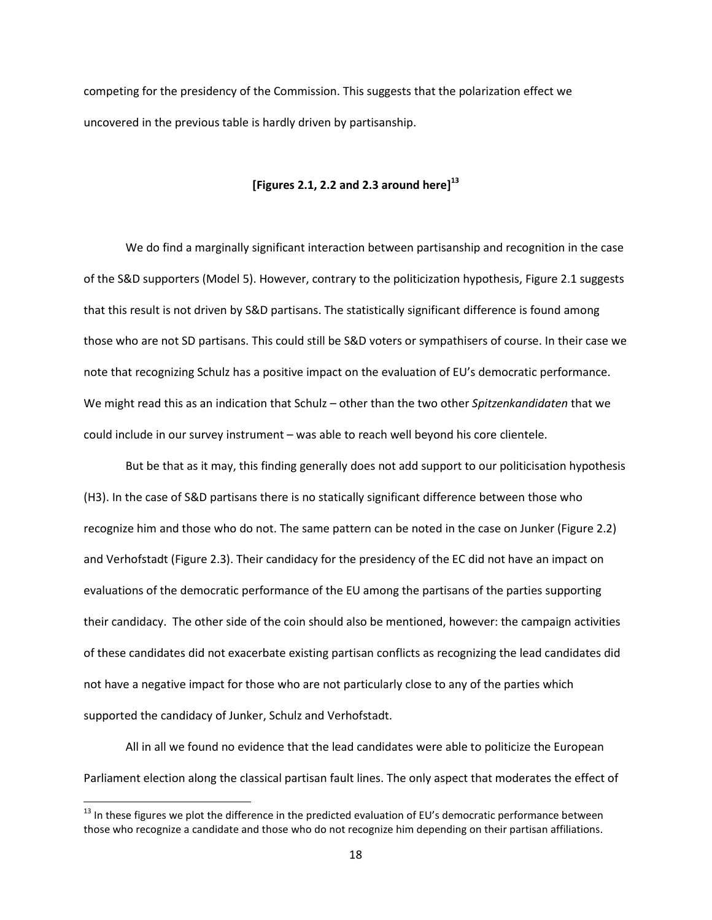competing for the presidency of the Commission. This suggests that the polarization effect we uncovered in the previous table is hardly driven by partisanship.

**[Figures 2.1, 2.2 and 2.3 around here][13]**

We do find a marginally significant interaction between partisanship and recognition in the case of the S&D supporters (Model 5). However, contrary to the politicization hypothesis, Figure 2.1 suggests that this result is not driven by S&D partisans. The statistically significant difference is found among those who are not SD partisans. This could still be S&D voters or sympathisers of course. In their case we note that recognizing Schulz has a positive impact on the evaluation of EU's democratic performance. We might read this as an indication that Schulz – other than the two other *Spitzenkandidaten* that we could include in our survey instrument – was able to reach well beyond his core clientele.

But be that as it may, this finding generally does not add support to our politicisation hypothesis (H3). In the case of S&D partisans there is no statically significant difference between those who recognize him and those who do not. The same pattern can be noted in the case on Junker (Figure 2.2) and Verhofstadt (Figure 2.3). Their candidacy for the presidency of the EC did not have an impact on evaluations of the democratic performance of the EU among the partisans of the parties supporting their candidacy. The other side of the coin should also be mentioned, however: the campaign activities of these candidates did not exacerbate existing partisan conflicts as recognizing the lead candidates did not have a negative impact for those who are not particularly close to any of the parties which supported the candidacy of Junker, Schulz and Verhofstadt.

All in all we found no evidence that the lead candidates were able to politicize the European Parliament election along the classical partisan fault lines. The only aspect that moderates the effect of

[13] In these figures we plot the difference in the predicted evaluation of EU's democratic performance between those who recognize a candidate and those who do not recognize him depending on their partisan affiliations.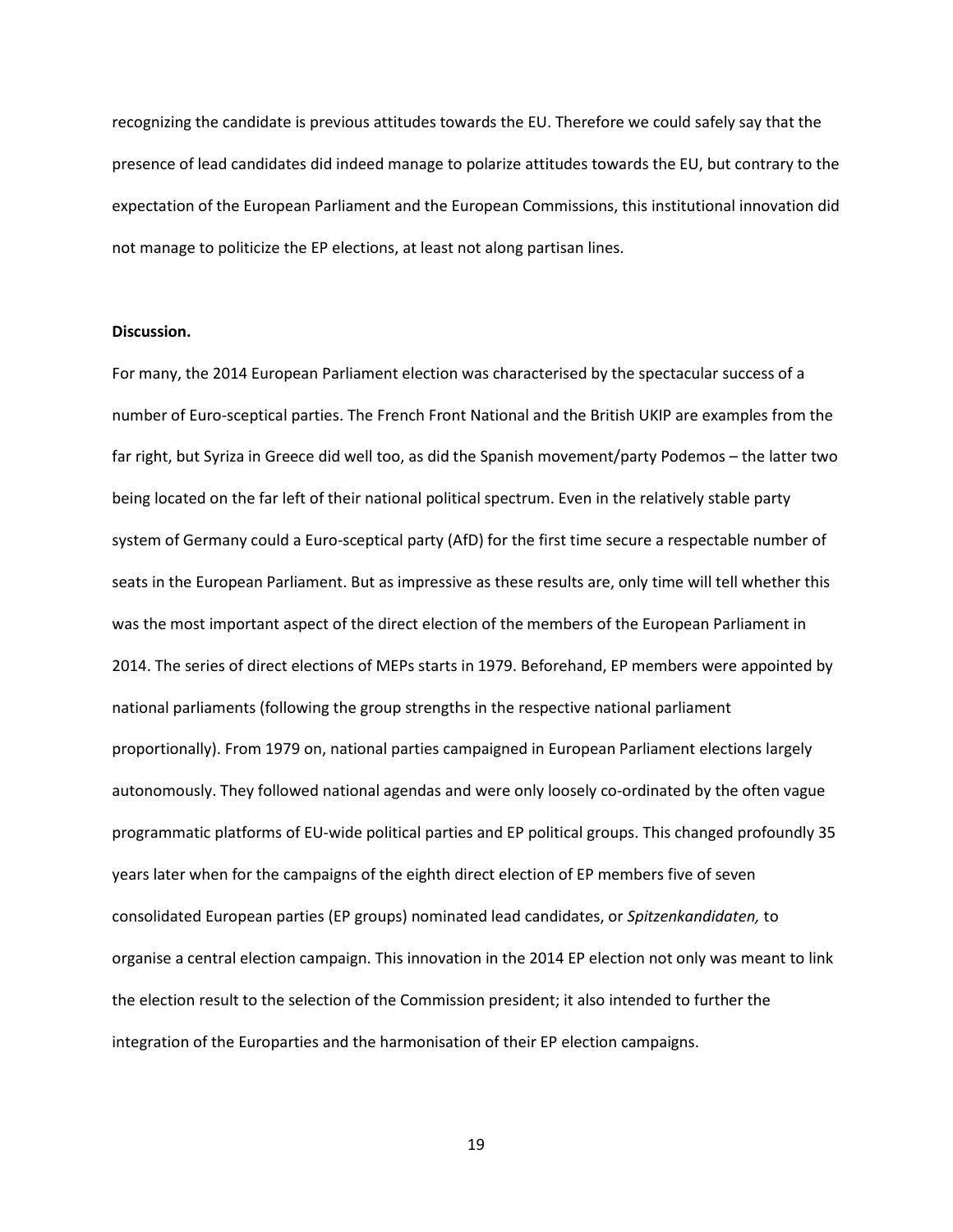recognizing the candidate is previous attitudes towards the EU. Therefore we could safely say that the presence of lead candidates did indeed manage to polarize attitudes towards the EU, but contrary to the expectation of the European Parliament and the European Commissions, this institutional innovation did not manage to politicize the EP elections, at least not along partisan lines.

**Discussion.**

For many, the 2014 European Parliament election was characterised by the spectacular success of a number of Euro-sceptical parties. The French Front National and the British UKIP are examples from the far right, but Syriza in Greece did well too, as did the Spanish movement/party Podemos – the latter two being located on the far left of their national political spectrum. Even in the relatively stable party system of Germany could a Euro-sceptical party (AfD) for the first time secure a respectable number of seats in the European Parliament. But as impressive as these results are, only time will tell whether this was the most important aspect of the direct election of the members of the European Parliament in 2014. The series of direct elections of MEPs starts in 1979. Beforehand, EP members were appointed by national parliaments (following the group strengths in the respective national parliament proportionally). From 1979 on, national parties campaigned in European Parliament elections largely autonomously. They followed national agendas and were only loosely co-ordinated by the often vague programmatic platforms of EU-wide political parties and EP political groups. This changed profoundly 35 years later when for the campaigns of the eighth direct election of EP members five of seven consolidated European parties (EP groups) nominated lead candidates, or *Spitzenkandidaten,* to organise a central election campaign. This innovation in the 2014 EP election not only was meant to link the election result to the selection of the Commission president; it also intended to further the integration of the Europarties and the harmonisation of their EP election campaigns.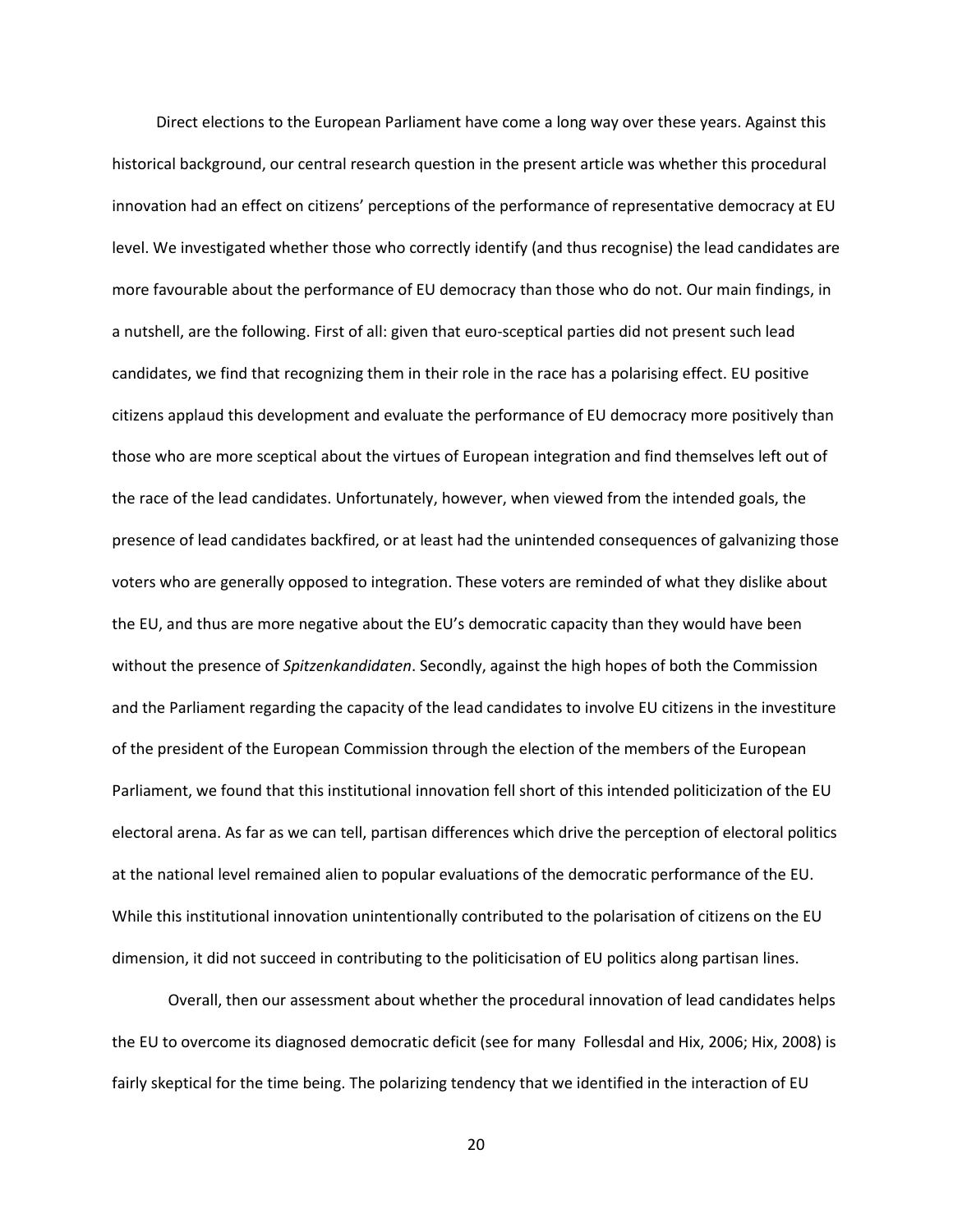Direct elections to the European Parliament have come a long way over these years. Against this historical background, our central research question in the present article was whether this procedural innovation had an effect on citizens' perceptions of the performance of representative democracy at EU level. We investigated whether those who correctly identify (and thus recognise) the lead candidates are more favourable about the performance of EU democracy than those who do not. Our main findings, in a nutshell, are the following. First of all: given that euro-sceptical parties did not present such lead candidates, we find that recognizing them in their role in the race has a polarising effect. EU positive citizens applaud this development and evaluate the performance of EU democracy more positively than those who are more sceptical about the virtues of European integration and find themselves left out of the race of the lead candidates. Unfortunately, however, when viewed from the intended goals, the presence of lead candidates backfired, or at least had the unintended consequences of galvanizing those voters who are generally opposed to integration. These voters are reminded of what they dislike about the EU, and thus are more negative about the EU's democratic capacity than they would have been without the presence of *Spitzenkandidaten*. Secondly, against the high hopes of both the Commission and the Parliament regarding the capacity of the lead candidates to involve EU citizens in the investiture of the president of the European Commission through the election of the members of the European Parliament, we found that this institutional innovation fell short of this intended politicization of the EU electoral arena. As far as we can tell, partisan differences which drive the perception of electoral politics at the national level remained alien to popular evaluations of the democratic performance of the EU. While this institutional innovation unintentionally contributed to the polarisation of citizens on the EU dimension, it did not succeed in contributing to the politicisation of EU politics along partisan lines.

Overall, then our assessment about whether the procedural innovation of lead candidates helps the EU to overcome its diagnosed democratic deficit (see for many Follesdal and Hix, 2006; Hix, 2008) is fairly skeptical for the time being. The polarizing tendency that we identified in the interaction of EU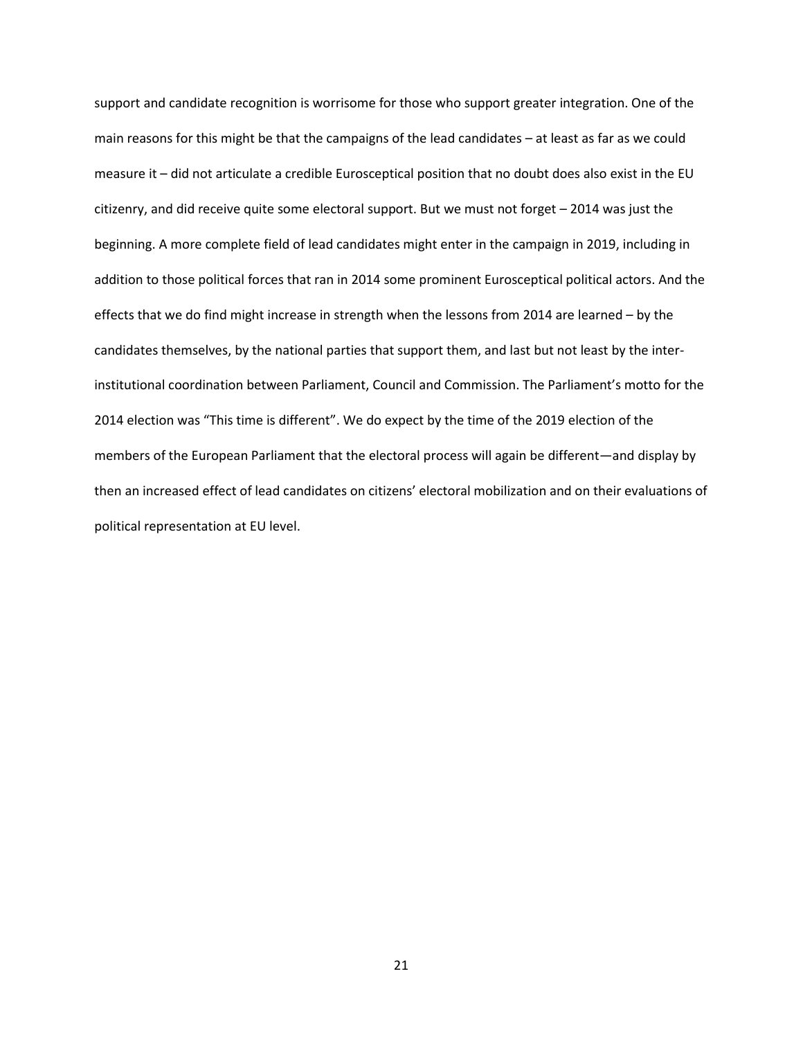support and candidate recognition is worrisome for those who support greater integration. One of the main reasons for this might be that the campaigns of the lead candidates – at least as far as we could measure it – did not articulate a credible Eurosceptical position that no doubt does also exist in the EU citizenry, and did receive quite some electoral support. But we must not forget – 2014 was just the beginning. A more complete field of lead candidates might enter in the campaign in 2019, including in addition to those political forces that ran in 2014 some prominent Eurosceptical political actors. And the effects that we do find might increase in strength when the lessons from 2014 are learned – by the candidates themselves, by the national parties that support them, and last but not least by the inter-institutional coordination between Parliament, Council and Commission. The Parliament's motto for the 2014 election was "This time is different". We do expect by the time of the 2019 election of the members of the European Parliament that the electoral process will again be different—and display by then an increased effect of lead candidates on citizens' electoral mobilization and on their evaluations of political representation at EU level.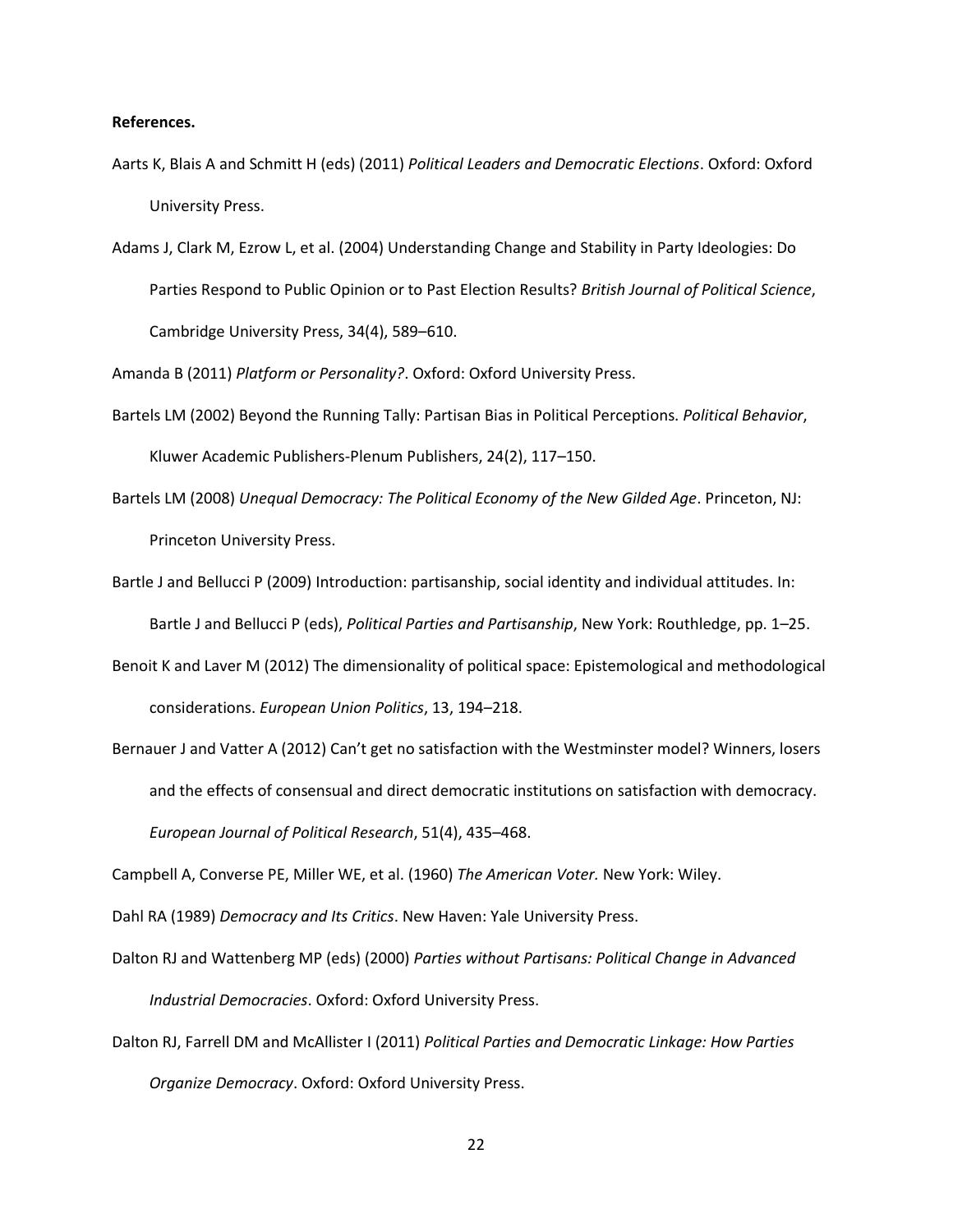**References.**

Aarts K, Blais A and Schmitt H (eds) (2011) *Political Leaders and Democratic Elections*. Oxford: Oxford University Press.

Adams J, Clark M, Ezrow L, et al. (2004) Understanding Change and Stability in Party Ideologies: Do Parties Respond to Public Opinion or to Past Election Results? *British Journal of Political Science*, Cambridge University Press, 34(4), 589–610.

Amanda B (2011) *Platform or Personality?*. Oxford: Oxford University Press.

Bartels LM (2002) Beyond the Running Tally: Partisan Bias in Political Perceptions. *Political Behavior*, Kluwer Academic Publishers-Plenum Publishers, 24(2), 117–150.

Bartels LM (2008) *Unequal Democracy: The Political Economy of the New Gilded Age*. Princeton, NJ: Princeton University Press.

Bartle J and Bellucci P (2009) Introduction: partisanship, social identity and individual attitudes. In: Bartle J and Bellucci P (eds), *Political Parties and Partisanship*, New York: Routhledge, pp. 1–25.

Benoit K and Laver M (2012) The dimensionality of political space: Epistemological and methodological considerations. *European Union Politics*, 13, 194–218.

Bernauer J and Vatter A (2012) Can't get no satisfaction with the Westminster model? Winners, losers and the effects of consensual and direct democratic institutions on satisfaction with democracy. *European Journal of Political Research*, 51(4), 435–468.

Campbell A, Converse PE, Miller WE, et al. (1960) *The American Voter.* New York: Wiley.

Dahl RA (1989) *Democracy and Its Critics*. New Haven: Yale University Press.

Dalton RJ and Wattenberg MP (eds) (2000) *Parties without Partisans: Political Change in Advanced Industrial Democracies*. Oxford: Oxford University Press.

Dalton RJ, Farrell DM and McAllister I (2011) *Political Parties and Democratic Linkage: How Parties Organize Democracy*. Oxford: Oxford University Press.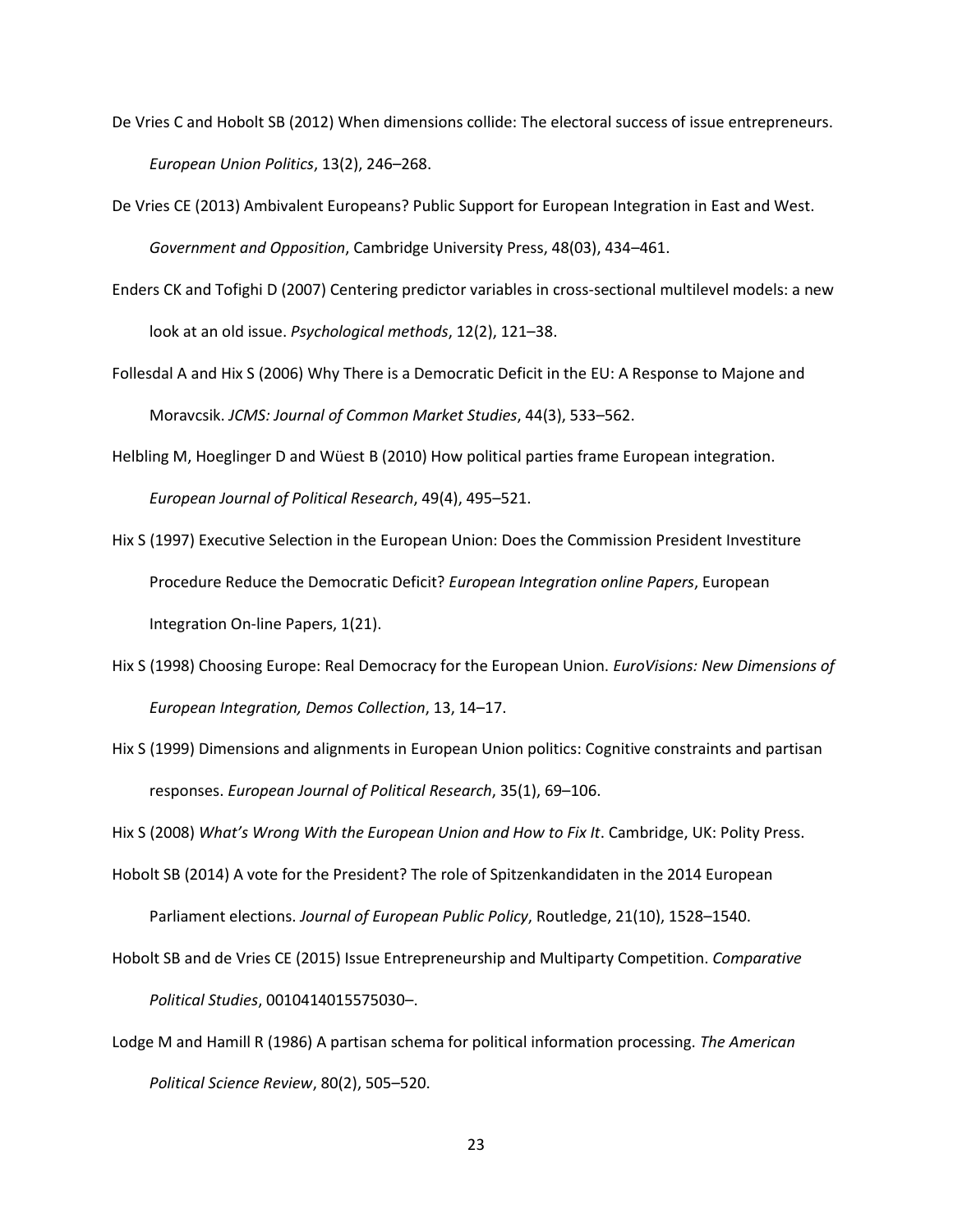De Vries C and Hobolt SB (2012) When dimensions collide: The electoral success of issue entrepreneurs. *European Union Politics*, 13(2), 246–268.

De Vries CE (2013) Ambivalent Europeans? Public Support for European Integration in East and West. *Government and Opposition*, Cambridge University Press, 48(03), 434–461.

Enders CK and Tofighi D (2007) Centering predictor variables in cross-sectional multilevel models: a new look at an old issue. *Psychological methods*, 12(2), 121–38.

Follesdal A and Hix S (2006) Why There is a Democratic Deficit in the EU: A Response to Majone and Moravcsik. *JCMS: Journal of Common Market Studies*, 44(3), 533–562.

Helbling M, Hoeglinger D and Wüest B (2010) How political parties frame European integration. *European Journal of Political Research*, 49(4), 495–521.

Hix S (1997) Executive Selection in the European Union: Does the Commission President Investiture Procedure Reduce the Democratic Deficit? *European Integration online Papers*, European Integration On-line Papers, 1(21).

Hix S (1998) Choosing Europe: Real Democracy for the European Union. *EuroVisions: New Dimensions of European Integration, Demos Collection*, 13, 14–17.

Hix S (1999) Dimensions and alignments in European Union politics: Cognitive constraints and partisan responses. *European Journal of Political Research*, 35(1), 69–106.

Hix S (2008) *What's Wrong With the European Union and How to Fix It*. Cambridge, UK: Polity Press.

Hobolt SB (2014) A vote for the President? The role of Spitzenkandidaten in the 2014 European Parliament elections. *Journal of European Public Policy*, Routledge, 21(10), 1528–1540.

Hobolt SB and de Vries CE (2015) Issue Entrepreneurship and Multiparty Competition. *Comparative Political Studies*, 0010414015575030–.

Lodge M and Hamill R (1986) A partisan schema for political information processing. *The American Political Science Review*, 80(2), 505–520.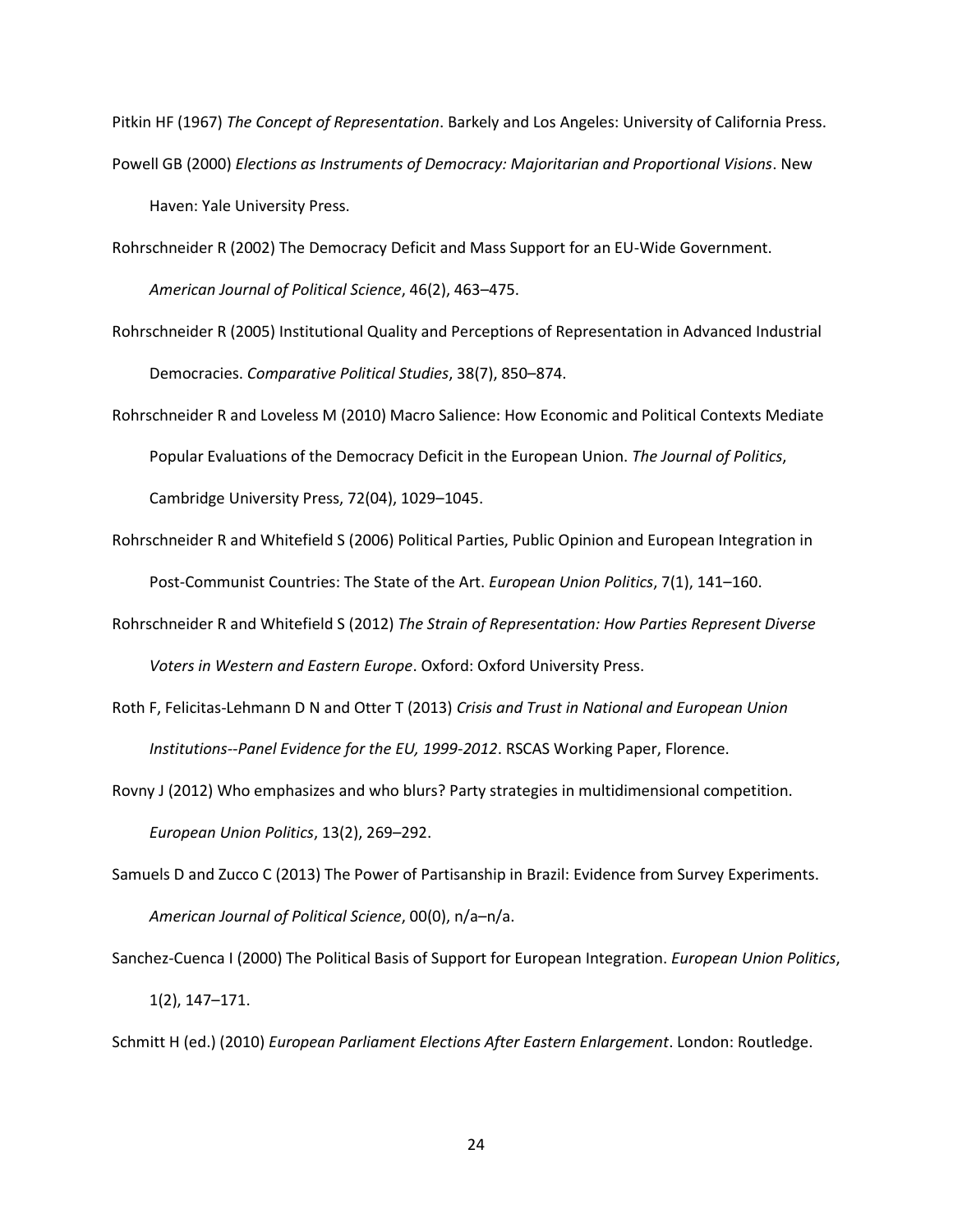Pitkin HF (1967) *The Concept of Representation*. Barkely and Los Angeles: University of California Press.

Powell GB (2000) *Elections as Instruments of Democracy: Majoritarian and Proportional Visions*. New Haven: Yale University Press.

Rohrschneider R (2002) The Democracy Deficit and Mass Support for an EU-Wide Government. *American Journal of Political Science*, 46(2), 463–475.

Rohrschneider R (2005) Institutional Quality and Perceptions of Representation in Advanced Industrial Democracies. *Comparative Political Studies*, 38(7), 850–874.

Rohrschneider R and Loveless M (2010) Macro Salience: How Economic and Political Contexts Mediate Popular Evaluations of the Democracy Deficit in the European Union. *The Journal of Politics*, Cambridge University Press, 72(04), 1029–1045.

Rohrschneider R and Whitefield S (2006) Political Parties, Public Opinion and European Integration in Post-Communist Countries: The State of the Art. *European Union Politics*, 7(1), 141–160.

Rohrschneider R and Whitefield S (2012) *The Strain of Representation: How Parties Represent Diverse Voters in Western and Eastern Europe*. Oxford: Oxford University Press.

Roth F, Felicitas-Lehmann D N and Otter T (2013) *Crisis and Trust in National and European Union Institutions--Panel Evidence for the EU, 1999-2012*. RSCAS Working Paper, Florence.

Rovny J (2012) Who emphasizes and who blurs? Party strategies in multidimensional competition. *European Union Politics*, 13(2), 269–292.

Samuels D and Zucco C (2013) The Power of Partisanship in Brazil: Evidence from Survey Experiments. *American Journal of Political Science*, 00(0), n/a–n/a.

Sanchez-Cuenca I (2000) The Political Basis of Support for European Integration. *European Union Politics*, 1(2), 147–171.

Schmitt H (ed.) (2010) *European Parliament Elections After Eastern Enlargement*. London: Routledge.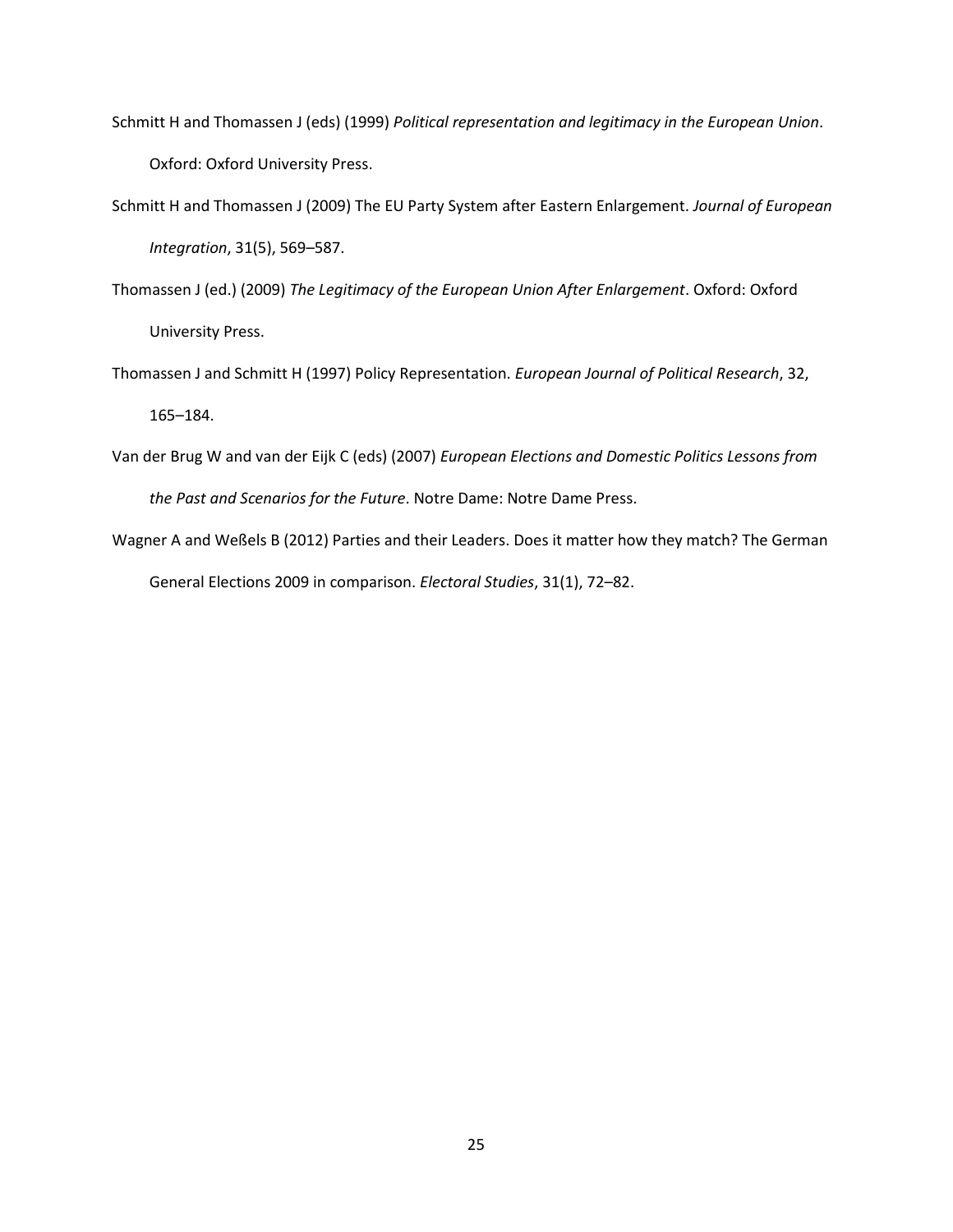Schmitt H and Thomassen J (eds) (1999) *Political representation and legitimacy in the European Union*. Oxford: Oxford University Press.

Schmitt H and Thomassen J (2009) The EU Party System after Eastern Enlargement. *Journal of European Integration*, 31(5), 569–587.

Thomassen J (ed.) (2009) *The Legitimacy of the European Union After Enlargement*. Oxford: Oxford University Press.

Thomassen J and Schmitt H (1997) Policy Representation. *European Journal of Political Research*, 32, 165–184.

Van der Brug W and van der Eijk C (eds) (2007) *European Elections and Domestic Politics Lessons from the Past and Scenarios for the Future*. Notre Dame: Notre Dame Press.

Wagner A and Weßels B (2012) Parties and their Leaders. Does it matter how they match? The German General Elections 2009 in comparison. *Electoral Studies*, 31(1), 72–82.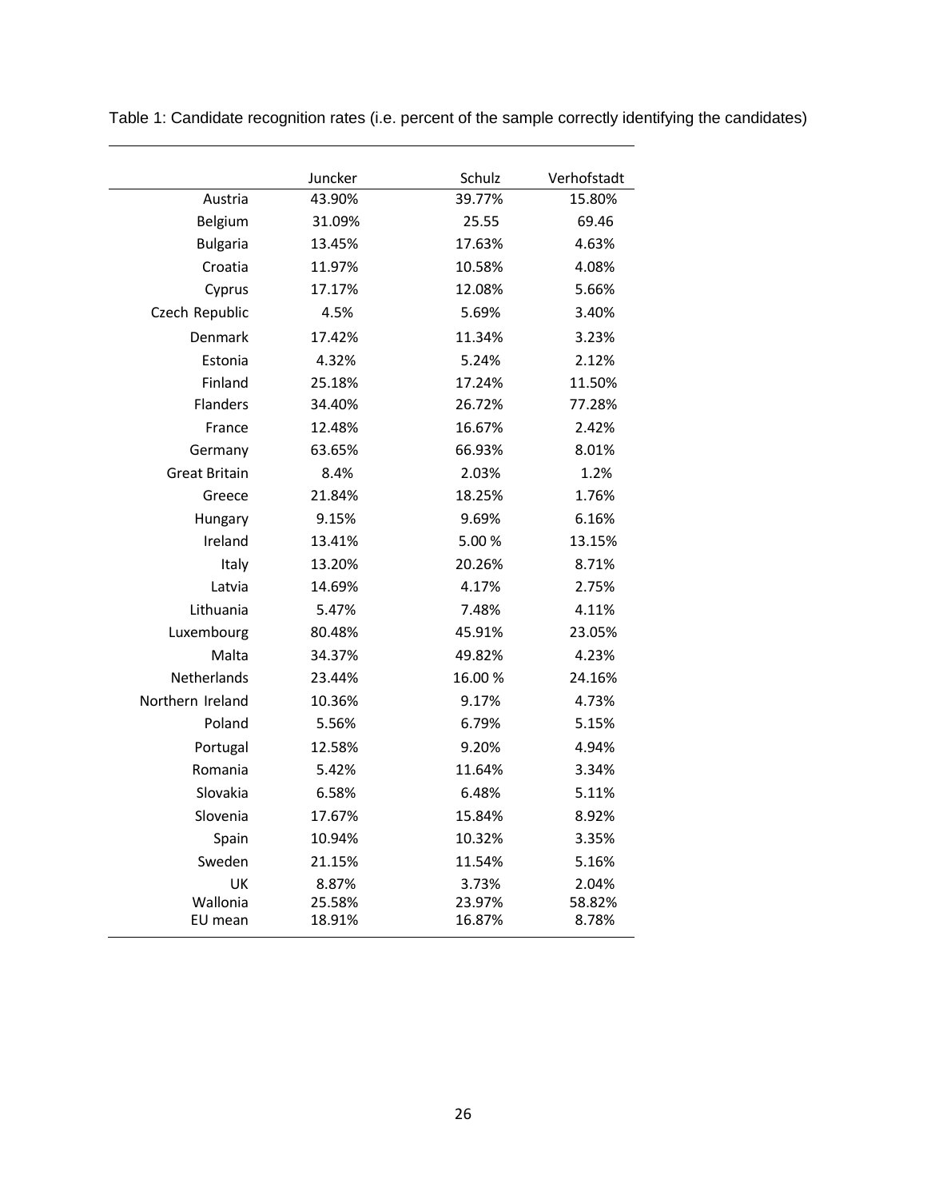Table 1: Candidate recognition rates (i.e. percent of the sample correctly identifying the candidates)

| | Juncker | Schulz | Verhofstadt |
|---|---|---|---|
| Austria | 43.90% | 39.77% | 15.80% |
| Belgium | 31.09% | 25.55 | 69.46 |
| Bulgaria | 13.45% | 17.63% | 4.63% |
| Croatia | 11.97% | 10.58% | 4.08% |
| Cyprus | 17.17% | 12.08% | 5.66% |
| Czech Republic | 4.5% | 5.69% | 3.40% |
| Denmark | 17.42% | 11.34% | 3.23% |
| Estonia | 4.32% | 5.24% | 2.12% |
| Finland | 25.18% | 17.24% | 11.50% |
| Flanders | 34.40% | 26.72% | 77.28% |
| France | 12.48% | 16.67% | 2.42% |
| Germany | 63.65% | 66.93% | 8.01% |
| Great Britain | 8.4% | 2.03% | 1.2% |
| Greece | 21.84% | 18.25% | 1.76% |
| Hungary | 9.15% | 9.69% | 6.16% |
| Ireland | 13.41% | 5.00 % | 13.15% |
| Italy | 13.20% | 20.26% | 8.71% |
| Latvia | 14.69% | 4.17% | 2.75% |
| Lithuania | 5.47% | 7.48% | 4.11% |
| Luxembourg | 80.48% | 45.91% | 23.05% |
| Malta | 34.37% | 49.82% | 4.23% |
| Netherlands | 23.44% | 16.00 % | 24.16% |
| Northern Ireland | 10.36% | 9.17% | 4.73% |
| Poland | 5.56% | 6.79% | 5.15% |
| Portugal | 12.58% | 9.20% | 4.94% |
| Romania | 5.42% | 11.64% | 3.34% |
| Slovakia | 6.58% | 6.48% | 5.11% |
| Slovenia | 17.67% | 15.84% | 8.92% |
| Spain | 10.94% | 10.32% | 3.35% |
| Sweden | 21.15% | 11.54% | 5.16% |
| UK | 8.87% | 3.73% | 2.04% |
| Wallonia | 25.58% | 23.97% | 58.82% |
| EU mean | 18.91% | 16.87% | 8.78% |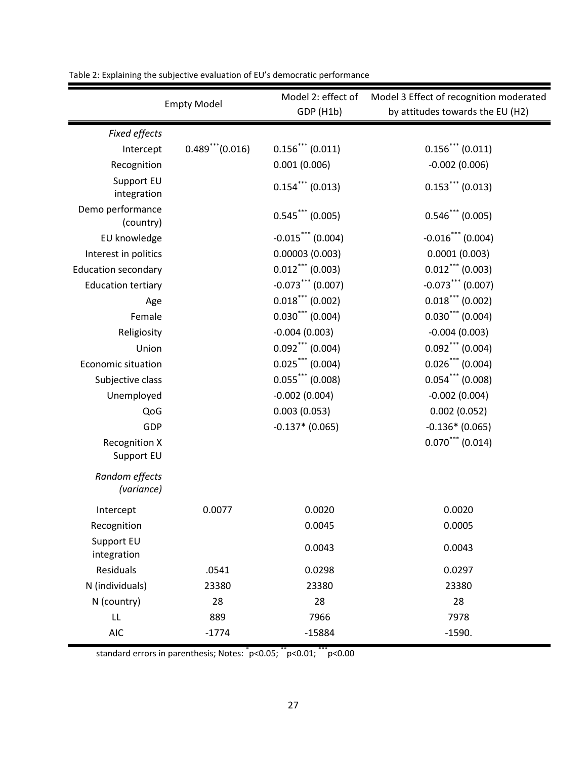Table 2: Explaining the subjective evaluation of EU's democratic performance

| | Empty Model | Model 2: effect of GDP (H1b) | Model 3 Effect of recognition moderated by attitudes towards the EU (H2) |
|---|---|---|---|
| *Fixed effects* | | | |
| Intercept | 0.489*** (0.016) | 0.156*** (0.011) | 0.156*** (0.011) |
| Recognition | | 0.001 (0.006) | -0.002 (0.006) |
| Support EU integration | | 0.154*** (0.013) | 0.153*** (0.013) |
| Demo performance (country) | | 0.545*** (0.005) | 0.546*** (0.005) |
| EU knowledge | | -0.015*** (0.004) | -0.016*** (0.004) |
| Interest in politics | | 0.00003 (0.003) | 0.0001 (0.003) |
| Education secondary | | 0.012*** (0.003) | 0.012*** (0.003) |
| Education tertiary | | -0.073*** (0.007) | -0.073*** (0.007) |
| Age | | 0.018*** (0.002) | 0.018*** (0.002) |
| Female | | 0.030*** (0.004) | 0.030*** (0.004) |
| Religiosity | | -0.004 (0.003) | -0.004 (0.003) |
| Union | | 0.092*** (0.004) | 0.092*** (0.004) |
| Economic situation | | 0.025*** (0.004) | 0.026*** (0.004) |
| Subjective class | | 0.055*** (0.008) | 0.054*** (0.008) |
| Unemployed | | -0.002 (0.004) | -0.002 (0.004) |
| QoG | | 0.003 (0.053) | 0.002 (0.052) |
| GDP | | -0.137* (0.065) | -0.136* (0.065) |
| Recognition X Support EU | | | 0.070*** (0.014) |
| *Random effects (variance)* | | | |
| Intercept | 0.0077 | 0.0020 | 0.0020 |
| Recognition | | 0.0045 | 0.0005 |
| Support EU integration | | 0.0043 | 0.0043 |
| Residuals | .0541 | 0.0298 | 0.0297 |
| N (individuals) | 23380 | 23380 | 23380 |
| N (country) | 28 | 28 | 28 |
| LL | 889 | 7966 | 7978 |
| AIC | -1774 | -15884 | -1590. |

standard errors in parenthesis; Notes: * p<0.05; ** p<0.01; *** p<0.00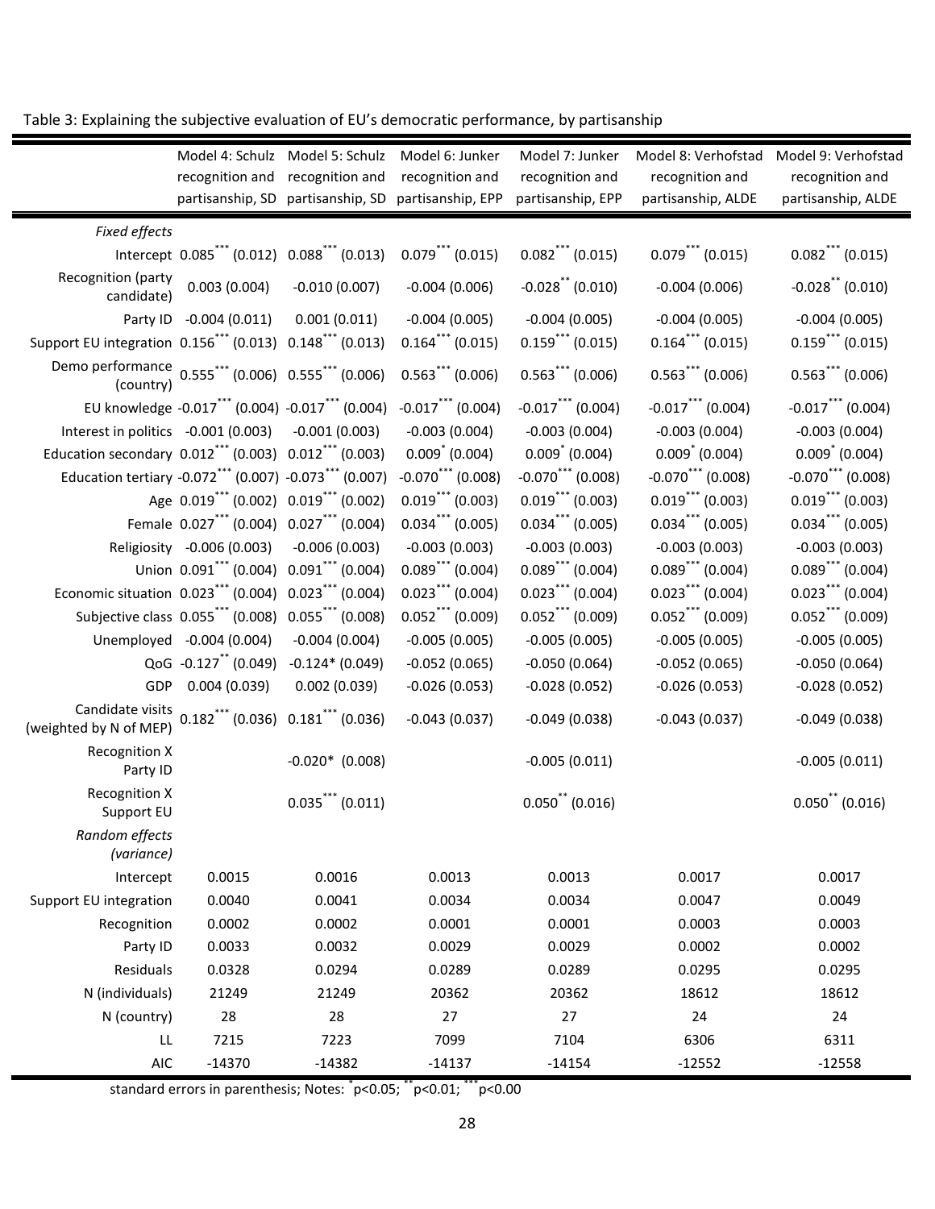Table 3: Explaining the subjective evaluation of EU's democratic performance, by partisanship

| | Model 4: Schulz recognition and partisanship, SD | Model 5: Schulz recognition and partisanship, SD | Model 6: Junker recognition and partisanship, EPP | Model 7: Junker recognition and partisanship, EPP | Model 8: Verhofstad recognition and partisanship, ALDE | Model 9: Verhofstad recognition and partisanship, ALDE |
|---|---|---|---|---|---|---|
| *Fixed effects* | | | | | | |
| Intercept | 0.085*** (0.012) | 0.088*** (0.013) | 0.079*** (0.015) | 0.082*** (0.015) | 0.079*** (0.015) | 0.082*** (0.015) |
| Recognition (party candidate) | 0.003 (0.004) | -0.010 (0.007) | -0.004 (0.006) | -0.028** (0.010) | -0.004 (0.006) | -0.028** (0.010) |
| Party ID | -0.004 (0.011) | 0.001 (0.011) | -0.004 (0.005) | -0.004 (0.005) | -0.004 (0.005) | -0.004 (0.005) |
| Support EU integration | 0.156*** (0.013) | 0.148*** (0.013) | 0.164*** (0.015) | 0.159*** (0.015) | 0.164*** (0.015) | 0.159*** (0.015) |
| Demo performance (country) | 0.555*** (0.006) | 0.555*** (0.006) | 0.563*** (0.006) | 0.563*** (0.006) | 0.563*** (0.006) | 0.563*** (0.006) |
| EU knowledge | -0.017*** (0.004) | -0.017*** (0.004) | -0.017*** (0.004) | -0.017*** (0.004) | -0.017*** (0.004) | -0.017*** (0.004) |
| Interest in politics | -0.001 (0.003) | -0.001 (0.003) | -0.003 (0.004) | -0.003 (0.004) | -0.003 (0.004) | -0.003 (0.004) |
| Education secondary | 0.012*** (0.003) | 0.012*** (0.003) | 0.009* (0.004) | 0.009* (0.004) | 0.009* (0.004) | 0.009* (0.004) |
| Education tertiary | -0.072*** (0.007) | -0.073*** (0.007) | -0.070*** (0.008) | -0.070*** (0.008) | -0.070*** (0.008) | -0.070*** (0.008) |
| Age | 0.019*** (0.002) | 0.019*** (0.002) | 0.019*** (0.003) | 0.019*** (0.003) | 0.019*** (0.003) | 0.019*** (0.003) |
| Female | 0.027*** (0.004) | 0.027*** (0.004) | 0.034*** (0.005) | 0.034*** (0.005) | 0.034*** (0.005) | 0.034*** (0.005) |
| Religiosity | -0.006 (0.003) | -0.006 (0.003) | -0.003 (0.003) | -0.003 (0.003) | -0.003 (0.003) | -0.003 (0.003) |
| Union | 0.091*** (0.004) | 0.091*** (0.004) | 0.089*** (0.004) | 0.089*** (0.004) | 0.089*** (0.004) | 0.089*** (0.004) |
| Economic situation | 0.023*** (0.004) | 0.023*** (0.004) | 0.023*** (0.004) | 0.023*** (0.004) | 0.023*** (0.004) | 0.023*** (0.004) |
| Subjective class | 0.055*** (0.008) | 0.055*** (0.008) | 0.052*** (0.009) | 0.052*** (0.009) | 0.052*** (0.009) | 0.052*** (0.009) |
| Unemployed | -0.004 (0.004) | -0.004 (0.004) | -0.005 (0.005) | -0.005 (0.005) | -0.005 (0.005) | -0.005 (0.005) |
| QoG | -0.127** (0.049) | -0.124* (0.049) | -0.052 (0.065) | -0.050 (0.064) | -0.052 (0.065) | -0.050 (0.064) |
| GDP | 0.004 (0.039) | 0.002 (0.039) | -0.026 (0.053) | -0.028 (0.052) | -0.026 (0.053) | -0.028 (0.052) |
| Candidate visits (weighted by N of MEP) | 0.182*** (0.036) | 0.181*** (0.036) | -0.043 (0.037) | -0.049 (0.038) | -0.043 (0.037) | -0.049 (0.038) |
| Recognition X Party ID | | -0.020* (0.008) | | -0.005 (0.011) | | -0.005 (0.011) |
| Recognition X Support EU | | 0.035*** (0.011) | | 0.050** (0.016) | | 0.050** (0.016) |
| *Random effects (variance)* | | | | | | |
| Intercept | 0.0015 | 0.0016 | 0.0013 | 0.0013 | 0.0017 | 0.0017 |
| Support EU integration | 0.0040 | 0.0041 | 0.0034 | 0.0034 | 0.0047 | 0.0049 |
| Recognition | 0.0002 | 0.0002 | 0.0001 | 0.0001 | 0.0003 | 0.0003 |
| Party ID | 0.0033 | 0.0032 | 0.0029 | 0.0029 | 0.0002 | 0.0002 |
| Residuals | 0.0328 | 0.0294 | 0.0289 | 0.0289 | 0.0295 | 0.0295 |
| N (individuals) | 21249 | 21249 | 20362 | 20362 | 18612 | 18612 |
| N (country) | 28 | 28 | 27 | 27 | 24 | 24 |
| LL | 7215 | 7223 | 7099 | 7104 | 6306 | 6311 |
| AIC | -14370 | -14382 | -14137 | -14154 | -12552 | -12558 |

standard errors in parenthesis; Notes: * p<0.05; ** p<0.01; *** p<0.00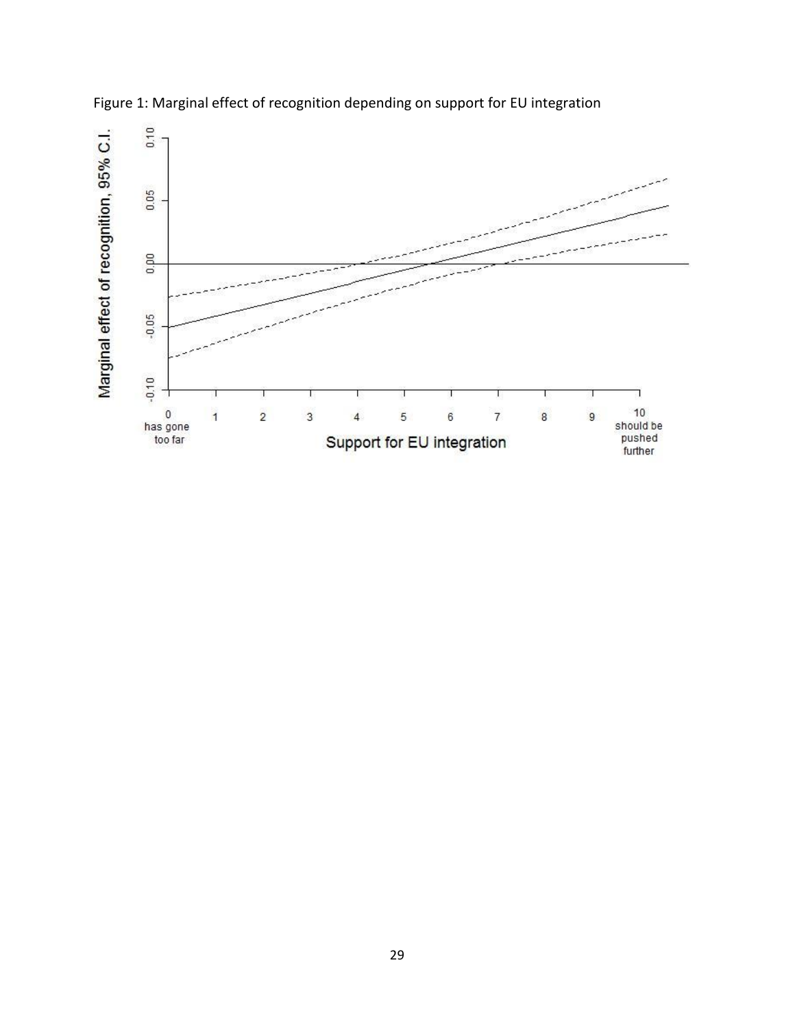Figure 1: Marginal effect of recognition depending on support for EU integration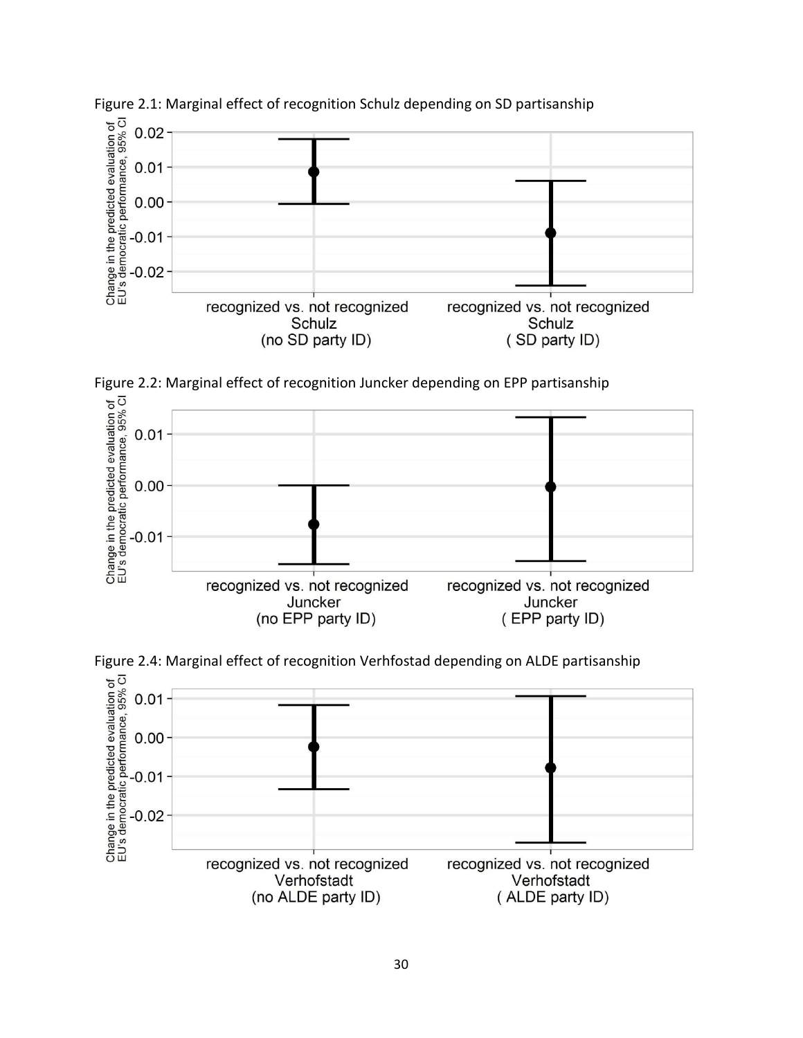Figure 2.1: Marginal effect of recognition Schulz depending on SD partisanship

Figure 2.2: Marginal effect of recognition Juncker depending on EPP partisanship

Figure 2.4: Marginal effect of recognition Verhfostad depending on ALDE partisanship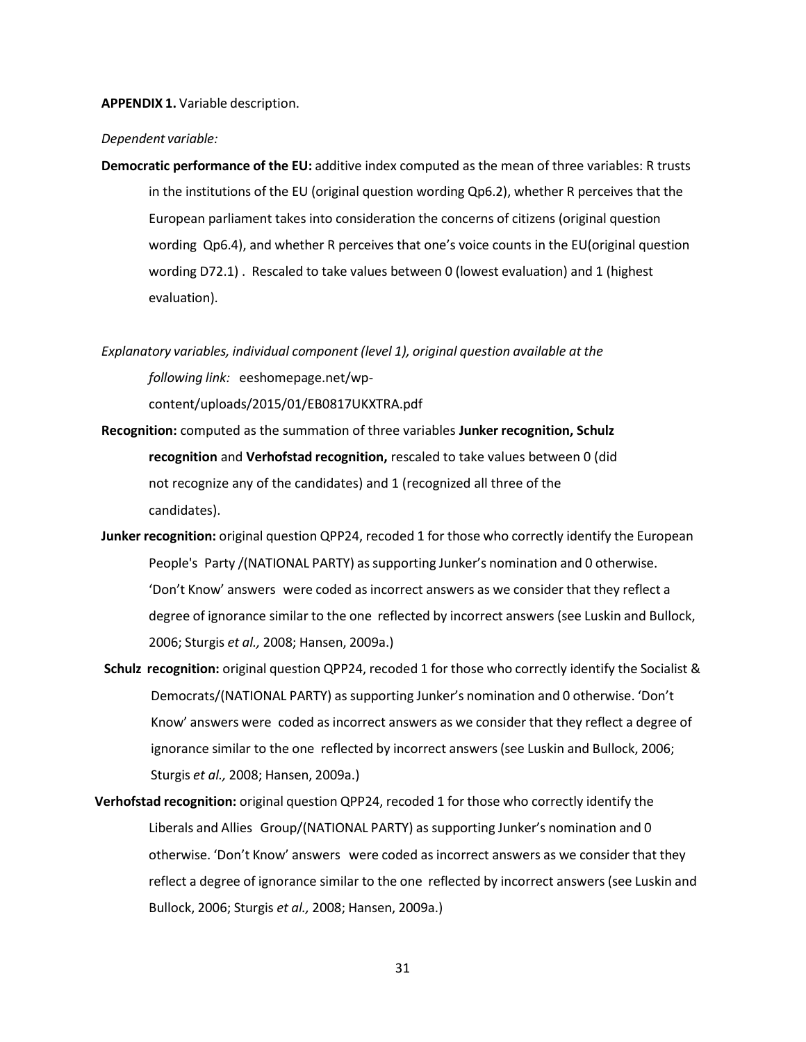**APPENDIX 1.** Variable description.

*Dependent variable:*

**Democratic performance of the EU:** additive index computed as the mean of three variables: R trusts in the institutions of the EU (original question wording Qp6.2), whether R perceives that the European parliament takes into consideration the concerns of citizens (original question wording Qp6.4), and whether R perceives that one's voice counts in the EU(original question wording D72.1) . Rescaled to take values between 0 (lowest evaluation) and 1 (highest evaluation).

*Explanatory variables, individual component (level 1), original question available at the following link:* eeshomepage.net/wp-content/uploads/2015/01/EB0817UKXTRA.pdf

**Recognition:** computed as the summation of three variables **Junker recognition, Schulz recognition** and **Verhofstad recognition,** rescaled to take values between 0 (did not recognize any of the candidates) and 1 (recognized all three of the candidates).

**Junker recognition:** original question QPP24, recoded 1 for those who correctly identify the European People's Party /(NATIONAL PARTY) as supporting Junker's nomination and 0 otherwise. 'Don't Know' answers were coded as incorrect answers as we consider that they reflect a degree of ignorance similar to the one reflected by incorrect answers (see Luskin and Bullock, 2006; Sturgis *et al.,* 2008; Hansen, 2009a.)

**Schulz recognition:** original question QPP24, recoded 1 for those who correctly identify the Socialist & Democrats/(NATIONAL PARTY) as supporting Junker's nomination and 0 otherwise. 'Don't Know' answers were coded as incorrect answers as we consider that they reflect a degree of ignorance similar to the one reflected by incorrect answers (see Luskin and Bullock, 2006; Sturgis *et al.,* 2008; Hansen, 2009a.)

**Verhofstad recognition:** original question QPP24, recoded 1 for those who correctly identify the Liberals and Allies Group/(NATIONAL PARTY) as supporting Junker's nomination and 0 otherwise. 'Don't Know' answers were coded as incorrect answers as we consider that they reflect a degree of ignorance similar to the one reflected by incorrect answers (see Luskin and Bullock, 2006; Sturgis *et al.,* 2008; Hansen, 2009a.)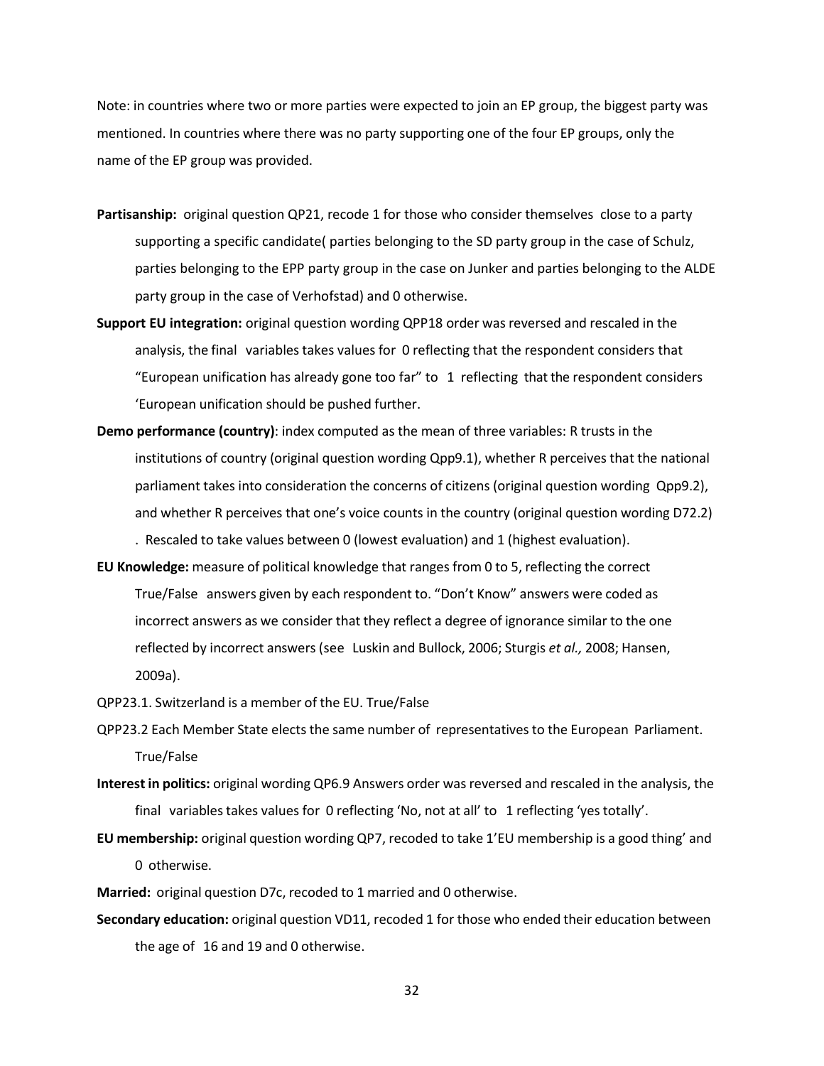Note: in countries where two or more parties were expected to join an EP group, the biggest party was mentioned. In countries where there was no party supporting one of the four EP groups, only the name of the EP group was provided.

**Partisanship:** original question QP21, recode 1 for those who consider themselves close to a party supporting a specific candidate( parties belonging to the SD party group in the case of Schulz, parties belonging to the EPP party group in the case on Junker and parties belonging to the ALDE party group in the case of Verhofstad) and 0 otherwise.

**Support EU integration:** original question wording QPP18 order was reversed and rescaled in the analysis, the final variables takes values for 0 reflecting that the respondent considers that "European unification has already gone too far" to 1 reflecting that the respondent considers 'European unification should be pushed further.

**Demo performance (country)**: index computed as the mean of three variables: R trusts in the institutions of country (original question wording Qpp9.1), whether R perceives that the national parliament takes into consideration the concerns of citizens (original question wording Qpp9.2), and whether R perceives that one's voice counts in the country (original question wording D72.2) . Rescaled to take values between 0 (lowest evaluation) and 1 (highest evaluation).

**EU Knowledge:** measure of political knowledge that ranges from 0 to 5, reflecting the correct True/False answers given by each respondent to. "Don't Know" answers were coded as incorrect answers as we consider that they reflect a degree of ignorance similar to the one reflected by incorrect answers (see Luskin and Bullock, 2006; Sturgis *et al.,* 2008; Hansen, 2009a).

QPP23.1. Switzerland is a member of the EU. True/False

QPP23.2 Each Member State elects the same number of representatives to the European Parliament. True/False

**Interest in politics:** original wording QP6.9 Answers order was reversed and rescaled in the analysis, the final variables takes values for 0 reflecting 'No, not at all' to 1 reflecting 'yes totally'.

**EU membership:** original question wording QP7, recoded to take 1'EU membership is a good thing' and 0 otherwise.

**Married:** original question D7c, recoded to 1 married and 0 otherwise.

**Secondary education:** original question VD11, recoded 1 for those who ended their education between the age of 16 and 19 and 0 otherwise.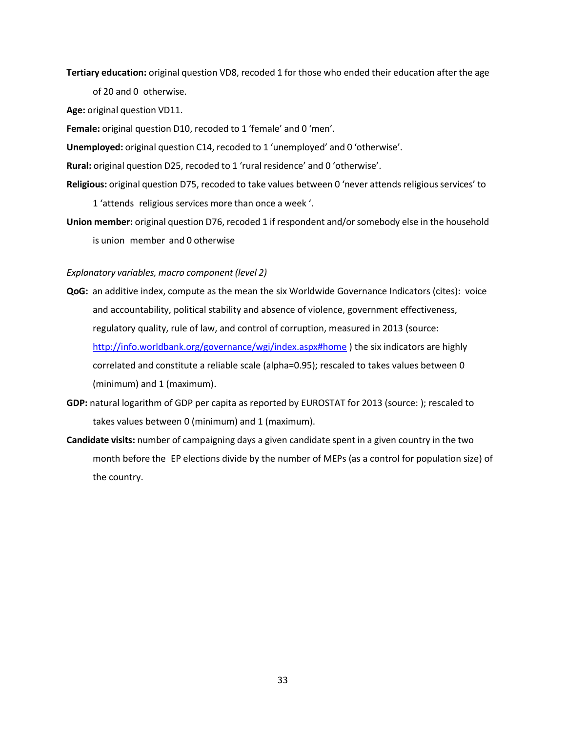**Tertiary education:** original question VD8, recoded 1 for those who ended their education after the age of 20 and 0 otherwise.

**Age:** original question VD11.

**Female:** original question D10, recoded to 1 'female' and 0 'men'.

**Unemployed:** original question C14, recoded to 1 'unemployed' and 0 'otherwise'.

**Rural:** original question D25, recoded to 1 'rural residence' and 0 'otherwise'.

**Religious:** original question D75, recoded to take values between 0 'never attends religious services' to 1 'attends religious services more than once a week '.

**Union member:** original question D76, recoded 1 if respondent and/or somebody else in the household is union member and 0 otherwise

*Explanatory variables, macro component (level 2)*

**QoG:** an additive index, compute as the mean the six Worldwide Governance Indicators (cites): voice and accountability, political stability and absence of violence, government effectiveness, regulatory quality, rule of law, and control of corruption, measured in 2013 (source: http://info.worldbank.org/governance/wgi/index.aspx#home ) the six indicators are highly correlated and constitute a reliable scale (alpha=0.95); rescaled to takes values between 0 (minimum) and 1 (maximum).

**GDP:** natural logarithm of GDP per capita as reported by EUROSTAT for 2013 (source: ); rescaled to takes values between 0 (minimum) and 1 (maximum).

**Candidate visits:** number of campaigning days a given candidate spent in a given country in the two month before the EP elections divide by the number of MEPs (as a control for population size) of the country.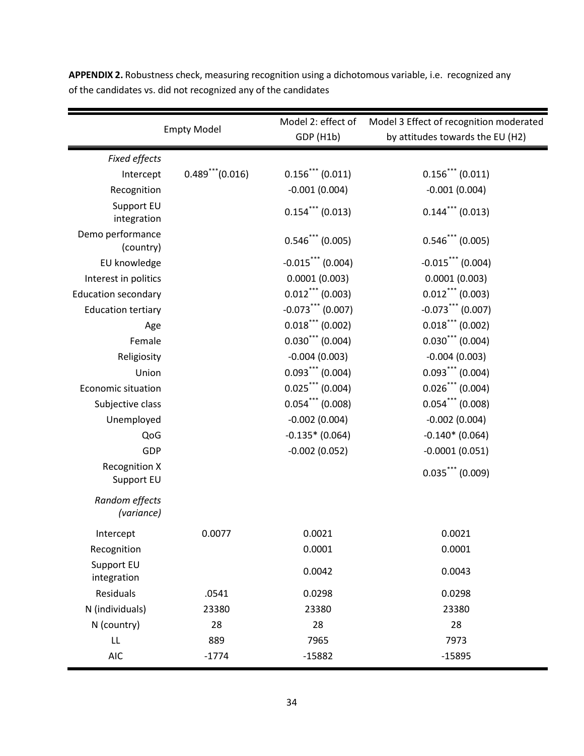**APPENDIX 2.** Robustness check, measuring recognition using a dichotomous variable, i.e. recognized any of the candidates vs. did not recognized any of the candidates

| | Empty Model | Model 2: effect of GDP (H1b) | Model 3 Effect of recognition moderated by attitudes towards the EU (H2) |
|---|---|---|---|
| *Fixed effects* | | | |
| Intercept | $0.489^{***}$(0.016) | $0.156^{***}$ (0.011) | $0.156^{***}$ (0.011) |
| Recognition | | -0.001 (0.004) | -0.001 (0.004) |
| Support EU integration | | $0.154^{***}$ (0.013) | $0.144^{***}$ (0.013) |
| Demo performance (country) | | $0.546^{***}$ (0.005) | $0.546^{***}$ (0.005) |
| EU knowledge | | $-0.015^{***}$ (0.004) | $-0.015^{***}$ (0.004) |
| Interest in politics | | 0.0001 (0.003) | 0.0001 (0.003) |
| Education secondary | | $0.012^{***}$ (0.003) | $0.012^{***}$ (0.003) |
| Education tertiary | | $-0.073^{***}$ (0.007) | $-0.073^{***}$ (0.007) |
| Age | | $0.018^{***}$ (0.002) | $0.018^{***}$ (0.002) |
| Female | | $0.030^{***}$ (0.004) | $0.030^{***}$ (0.004) |
| Religiosity | | -0.004 (0.003) | -0.004 (0.003) |
| Union | | $0.093^{***}$ (0.004) | $0.093^{***}$ (0.004) |
| Economic situation | | $0.025^{***}$ (0.004) | $0.026^{***}$ (0.004) |
| Subjective class | | $0.054^{***}$ (0.008) | $0.054^{***}$ (0.008) |
| Unemployed | | -0.002 (0.004) | -0.002 (0.004) |
| QoG | | -0.135* (0.064) | -0.140* (0.064) |
| GDP | | -0.002 (0.052) | -0.0001 (0.051) |
| Recognition X Support EU | | | $0.035^{***}$ (0.009) |
| *Random effects (variance)* | | | |
| Intercept | 0.0077 | 0.0021 | 0.0021 |
| Recognition | | 0.0001 | 0.0001 |
| Support EU integration | | 0.0042 | 0.0043 |
| Residuals | .0541 | 0.0298 | 0.0298 |
| N (individuals) | 23380 | 23380 | 23380 |
| N (country) | 28 | 28 | 28 |
| LL | 889 | 7965 | 7973 |
| AIC | -1774 | -15882 | -15895 |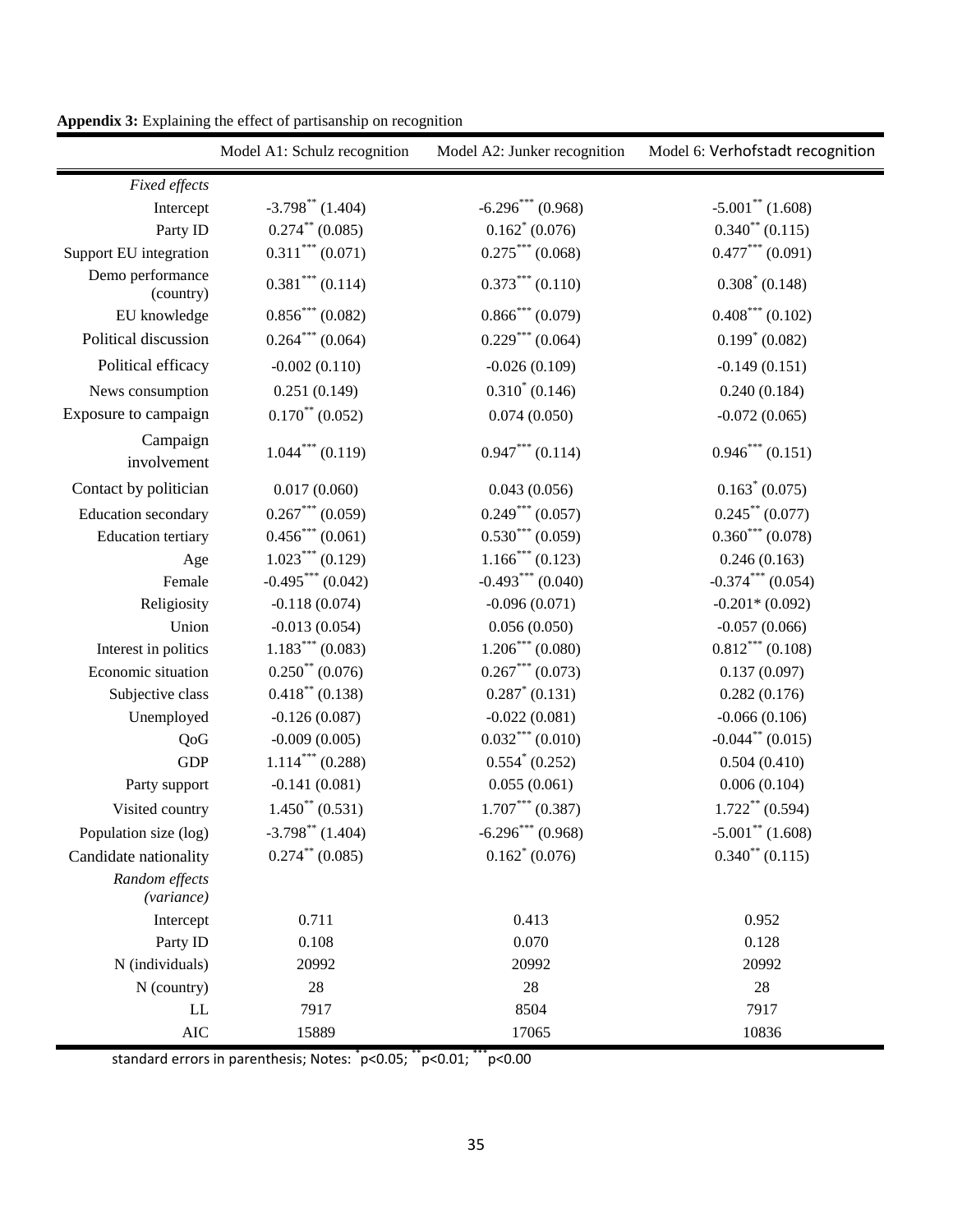**Appendix 3:** Explaining the effect of partisanship on recognition

| | Model A1: Schulz recognition | Model A2: Junker recognition | Model 6: Verhofstadt recognition |
|---|---|---|---|
| *Fixed effects* | | | |
| Intercept | -3.798** (1.404) | -6.296*** (0.968) | -5.001** (1.608) |
| Party ID | 0.274** (0.085) | 0.162* (0.076) | 0.340** (0.115) |
| Support EU integration | 0.311*** (0.071) | 0.275*** (0.068) | 0.477*** (0.091) |
| Demo performance (country) | 0.381*** (0.114) | 0.373*** (0.110) | 0.308* (0.148) |
| EU knowledge | 0.856*** (0.082) | 0.866*** (0.079) | 0.408*** (0.102) |
| Political discussion | 0.264*** (0.064) | 0.229*** (0.064) | 0.199* (0.082) |
| Political efficacy | -0.002 (0.110) | -0.026 (0.109) | -0.149 (0.151) |
| News consumption | 0.251 (0.149) | 0.310* (0.146) | 0.240 (0.184) |
| Exposure to campaign | 0.170** (0.052) | 0.074 (0.050) | -0.072 (0.065) |
| Campaign involvement | 1.044*** (0.119) | 0.947*** (0.114) | 0.946*** (0.151) |
| Contact by politician | 0.017 (0.060) | 0.043 (0.056) | 0.163* (0.075) |
| Education secondary | 0.267*** (0.059) | 0.249*** (0.057) | 0.245** (0.077) |
| Education tertiary | 0.456*** (0.061) | 0.530*** (0.059) | 0.360*** (0.078) |
| Age | 1.023*** (0.129) | 1.166*** (0.123) | 0.246 (0.163) |
| Female | -0.495*** (0.042) | -0.493*** (0.040) | -0.374*** (0.054) |
| Religiosity | -0.118 (0.074) | -0.096 (0.071) | -0.201* (0.092) |
| Union | -0.013 (0.054) | 0.056 (0.050) | -0.057 (0.066) |
| Interest in politics | 1.183*** (0.083) | 1.206*** (0.080) | 0.812*** (0.108) |
| Economic situation | 0.250** (0.076) | 0.267*** (0.073) | 0.137 (0.097) |
| Subjective class | 0.418** (0.138) | 0.287* (0.131) | 0.282 (0.176) |
| Unemployed | -0.126 (0.087) | -0.022 (0.081) | -0.066 (0.106) |
| QoG | -0.009 (0.005) | 0.032*** (0.010) | -0.044** (0.015) |
| GDP | 1.114*** (0.288) | 0.554* (0.252) | 0.504 (0.410) |
| Party support | -0.141 (0.081) | 0.055 (0.061) | 0.006 (0.104) |
| Visited country | 1.450** (0.531) | 1.707*** (0.387) | 1.722** (0.594) |
| Population size (log) | -3.798** (1.404) | -6.296*** (0.968) | -5.001** (1.608) |
| Candidate nationality | 0.274** (0.085) | 0.162* (0.076) | 0.340** (0.115) |
| *Random effects (variance)* | | | |
| Intercept | 0.711 | 0.413 | 0.952 |
| Party ID | 0.108 | 0.070 | 0.128 |
| N (individuals) | 20992 | 20992 | 20992 |
| N (country) | 28 | 28 | 28 |
| LL | 7917 | 8504 | 7917 |
| AIC | 15889 | 17065 | 10836 |

standard errors in parenthesis; Notes: * p<0.05; ** p<0.01; *** p<0.00